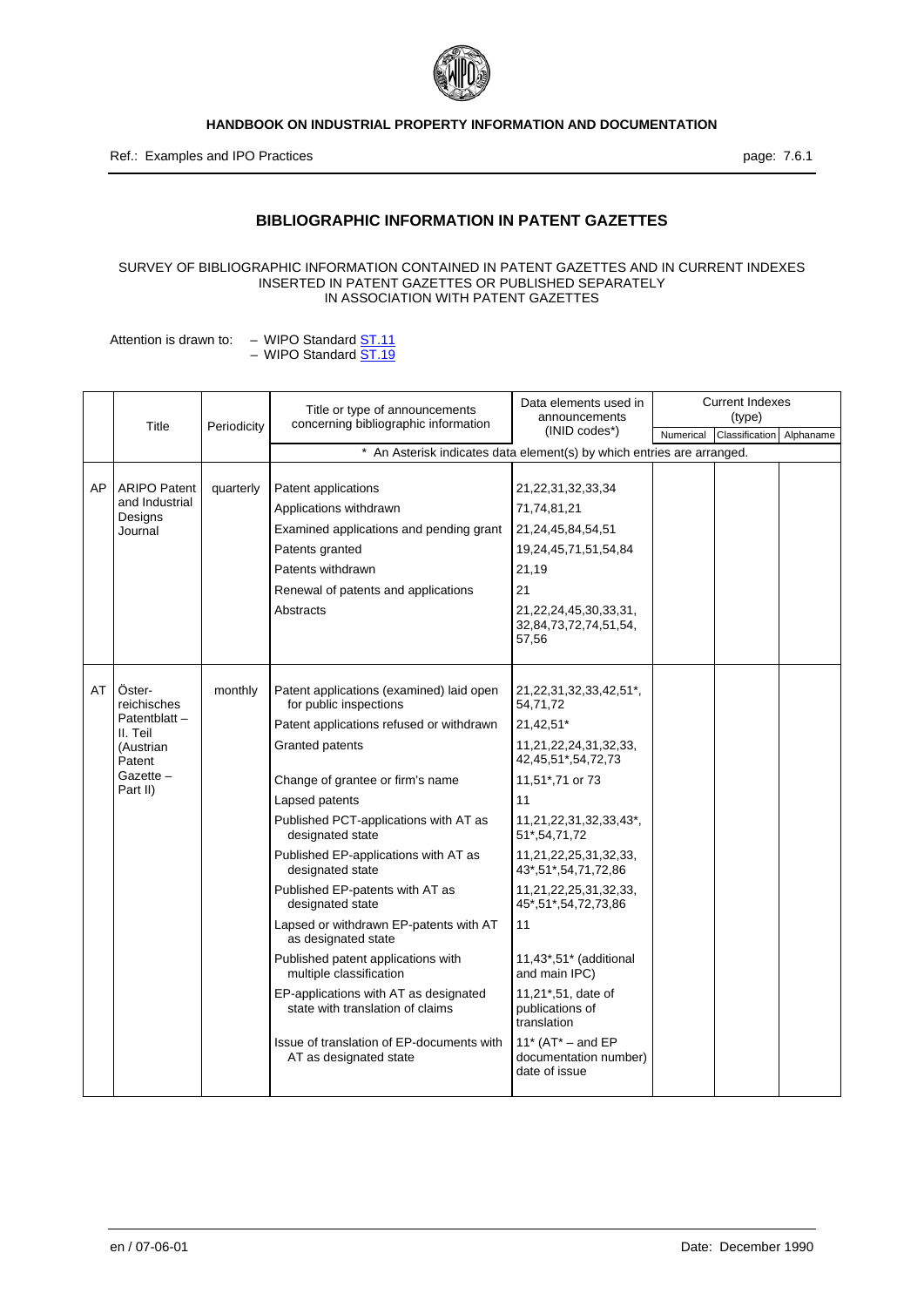# BIBLIOGRAPHIC INFORMATION IN PATENT GAZETTES

SURVEY OF BIBLIOGRAPHIC INFORMATION CONTAINED IN PATENT GAZETTES AND IN CURRENT INDEXES INSERTED IN PATENT GAZETTES OR PUBLISHED SEPARATELY IN ASSOCIATION WITH PATENT GAZETTES

Attention is drawn to:
- WIPO Standard ST.11
- WIPO Standard ST.19

| | Title | Periodicity | Title or type of announcements concerning bibliographic information | Data elements used in announcements (INID codes*) | Current Indexes (type) | | |
|---|---|---|---|---|---|---|---|
| | | | | | Numerical | Classification | Alphaname |
| | | | * An Asterisk indicates data element(s) by which entries are arranged. | | | | |
| AP | ARIPO Patent and Industrial Designs Journal | quarterly | Patent applications | 21,22,31,32,33,34 | | | |
| | | | Applications withdrawn | 71,74,81,21 | | | |
| | | | Examined applications and pending grant | 21,24,45,84,54,51 | | | |
| | | | Patents granted | 19,24,45,71,51,54,84 | | | |
| | | | Patents withdrawn | 21,19 | | | |
| | | | Renewal of patents and applications | 21 | | | |
| | | | Abstracts | 21,22,24,45,30,33,31, 32,84,73,72,74,51,54, 57,56 | | | |
| AT | Öster-reichisches Patentblatt – II. Teil (Austrian Patent Gazette – Part II) | monthly | Patent applications (examined) laid open for public inspections | 21,22,31,32,33,42,51*, 54,71,72 | | | |
| | | | Patent applications refused or withdrawn | 21,42,51* | | | |
| | | | Granted patents | 11,21,22,24,31,32,33, 42,45,51*,54,72,73 | | | |
| | | | Change of grantee or firm's name | 11,51*,71 or 73 | | | |
| | | | Lapsed patents | 11 | | | |
| | | | Published PCT-applications with AT as designated state | 11,21,22,31,32,33,43*, 51*,54,71,72 | | | |
| | | | Published EP-applications with AT as designated state | 11,21,22,25,31,32,33, 43*,51*,54,71,72,86 | | | |
| | | | Published EP-patents with AT as designated state | 11,21,22,25,31,32,33, 45*,51*,54,72,73,86 | | | |
| | | | Lapsed or withdrawn EP-patents with AT as designated state | 11 | | | |
| | | | Published patent applications with multiple classification | 11,43*,51* (additional and main IPC) | | | |
| | | | EP-applications with AT as designated state with translation of claims | 11,21*,51, date of publications of translation | | | |
| | | | Issue of translation of EP-documents with AT as designated state | 11* (AT* – and EP documentation number) date of issue | | | |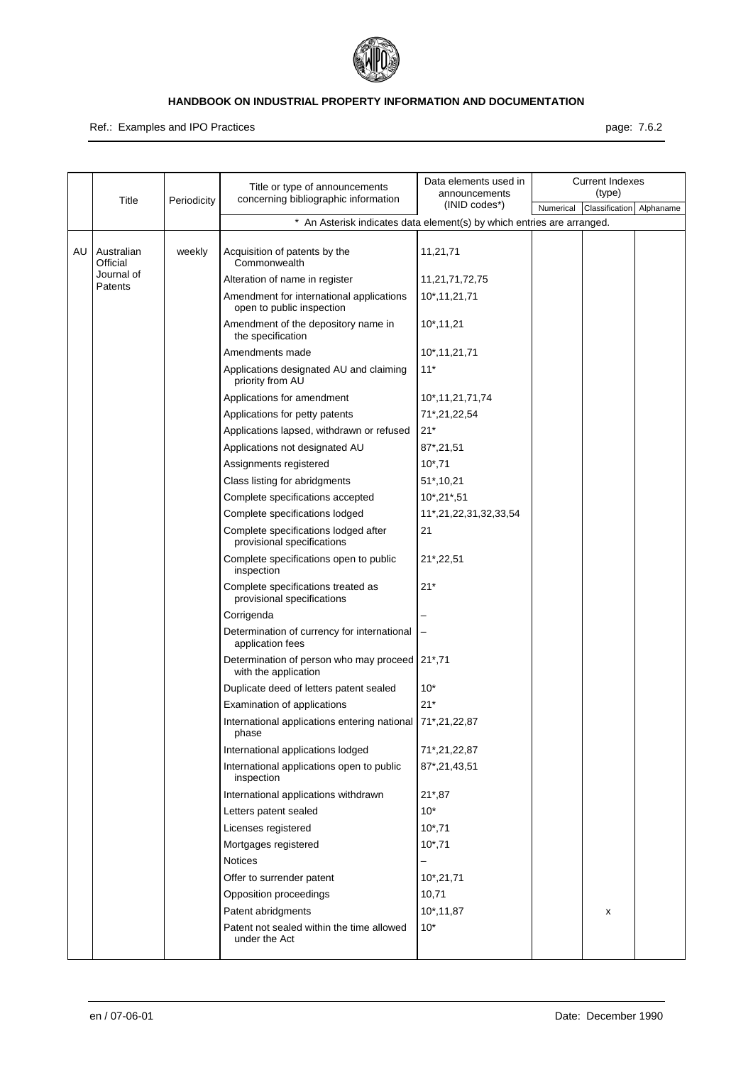| | Title | Periodicity | Title or type of announcements concerning bibliographic information | Data elements used in announcements (INID codes*) | Current Indexes (type) | | |
|---|---|---|---|---|---|---|---|
| | | | | | Numerical | Classification | Alphaname |
| | | | * An Asterisk indicates data element(s) by which entries are arranged. | | | | |
| AU | Australian Official Journal of Patents | weekly | Acquisition of patents by the Commonwealth | 11,21,71 | | | |
| | | | Alteration of name in register | 11,21,71,72,75 | | | |
| | | | Amendment for international applications open to public inspection | 10*,11,21,71 | | | |
| | | | Amendment of the depository name in the specification | 10*,11,21 | | | |
| | | | Amendments made | 10*,11,21,71 | | | |
| | | | Applications designated AU and claiming priority from AU | 11* | | | |
| | | | Applications for amendment | 10*,11,21,71,74 | | | |
| | | | Applications for petty patents | 71*,21,22,54 | | | |
| | | | Applications lapsed, withdrawn or refused | 21* | | | |
| | | | Applications not designated AU | 87*,21,51 | | | |
| | | | Assignments registered | 10*,71 | | | |
| | | | Class listing for abridgments | 51*,10,21 | | | |
| | | | Complete specifications accepted | 10*,21*,51 | | | |
| | | | Complete specifications lodged | 11*,21,22,31,32,33,54 | | | |
| | | | Complete specifications lodged after provisional specifications | 21 | | | |
| | | | Complete specifications open to public inspection | 21*,22,51 | | | |
| | | | Complete specifications treated as provisional specifications | 21* | | | |
| | | | Corrigenda | – | | | |
| | | | Determination of currency for international application fees | – | | | |
| | | | Determination of person who may proceed with the application | 21*,71 | | | |
| | | | Duplicate deed of letters patent sealed | 10* | | | |
| | | | Examination of applications | 21* | | | |
| | | | International applications entering national phase | 71*,21,22,87 | | | |
| | | | International applications lodged | 71*,21,22,87 | | | |
| | | | International applications open to public inspection | 87*,21,43,51 | | | |
| | | | International applications withdrawn | 21*,87 | | | |
| | | | Letters patent sealed | 10* | | | |
| | | | Licenses registered | 10*,71 | | | |
| | | | Mortgages registered | 10*,71 | | | |
| | | | Notices | – | | | |
| | | | Offer to surrender patent | 10*,21,71 | | | |
| | | | Opposition proceedings | 10,71 | | | |
| | | | Patent abridgments | 10*,11,87 | | x | |
| | | | Patent not sealed within the time allowed under the Act | 10* | | | |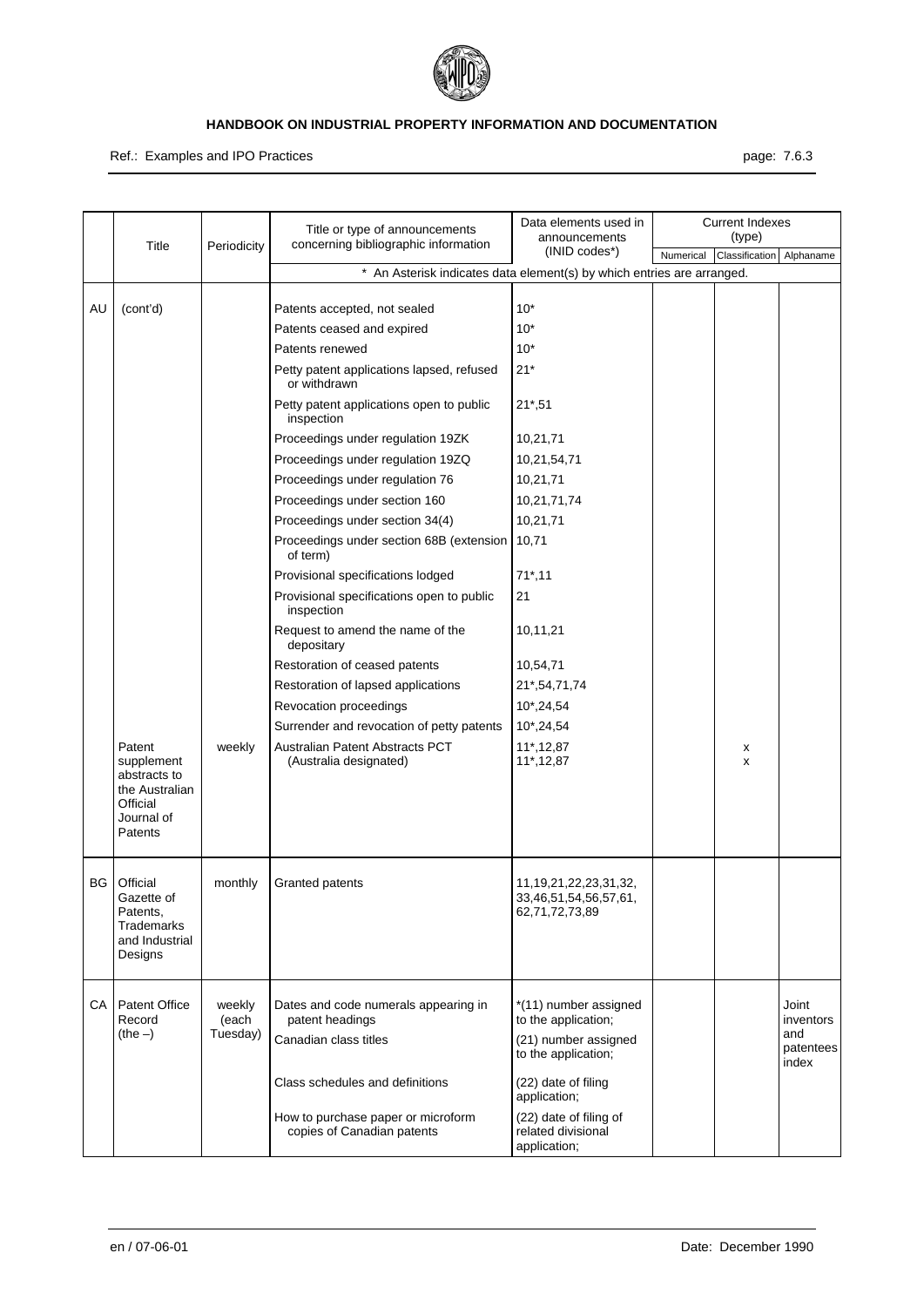| | Title | Periodicity | Title or type of announcements concerning bibliographic information | Data elements used in announcements (INID codes*) | Current Indexes (type) | | |
|---|---|---|---|---|---|---|---|
| | | | | | Numerical | Classification | Alphaname |
| | | | * An Asterisk indicates data element(s) by which entries are arranged. | | | | |
| AU | (cont'd) | | Patents accepted, not sealed | 10* | | | |
| | | | Patents ceased and expired | 10* | | | |
| | | | Patents renewed | 10* | | | |
| | | | Petty patent applications lapsed, refused or withdrawn | 21* | | | |
| | | | Petty patent applications open to public inspection | 21*,51 | | | |
| | | | Proceedings under regulation 19ZK | 10,21,71 | | | |
| | | | Proceedings under regulation 19ZQ | 10,21,54,71 | | | |
| | | | Proceedings under regulation 76 | 10,21,71 | | | |
| | | | Proceedings under section 160 | 10,21,71,74 | | | |
| | | | Proceedings under section 34(4) | 10,21,71 | | | |
| | | | Proceedings under section 68B (extension of term) | 10,71 | | | |
| | | | Provisional specifications lodged | 71*,11 | | | |
| | | | Provisional specifications open to public inspection | 21 | | | |
| | | | Request to amend the name of the depositary | 10,11,21 | | | |
| | | | Restoration of ceased patents | 10,54,71 | | | |
| | | | Restoration of lapsed applications | 21*,54,71,74 | | | |
| | | | Revocation proceedings | 10*,24,54 | | | |
| | | | Surrender and revocation of petty patents | 10*,24,54 | | | |
| | Patent supplement abstracts to the Australian Official Journal of Patents | weekly | Australian Patent Abstracts PCT (Australia designated) | 11*,12,87<br>11*,12,87 | | x<br>x | |
| BG | Official Gazette of Patents, Trademarks and Industrial Designs | monthly | Granted patents | 11,19,21,22,23,31,32, 33,46,51,54,56,57,61, 62,71,72,73,89 | | | |
| CA | Patent Office Record (the –) | weekly (each Tuesday) | Dates and code numerals appearing in patent headings | *(11) number assigned to the application; | | | Joint inventors and patentees index |
| | | | Canadian class titles | (21) number assigned to the application; | | | |
| | | | Class schedules and definitions | (22) date of filing application; | | | |
| | | | How to purchase paper or microform copies of Canadian patents | (22) date of filing of related divisional application; | | | |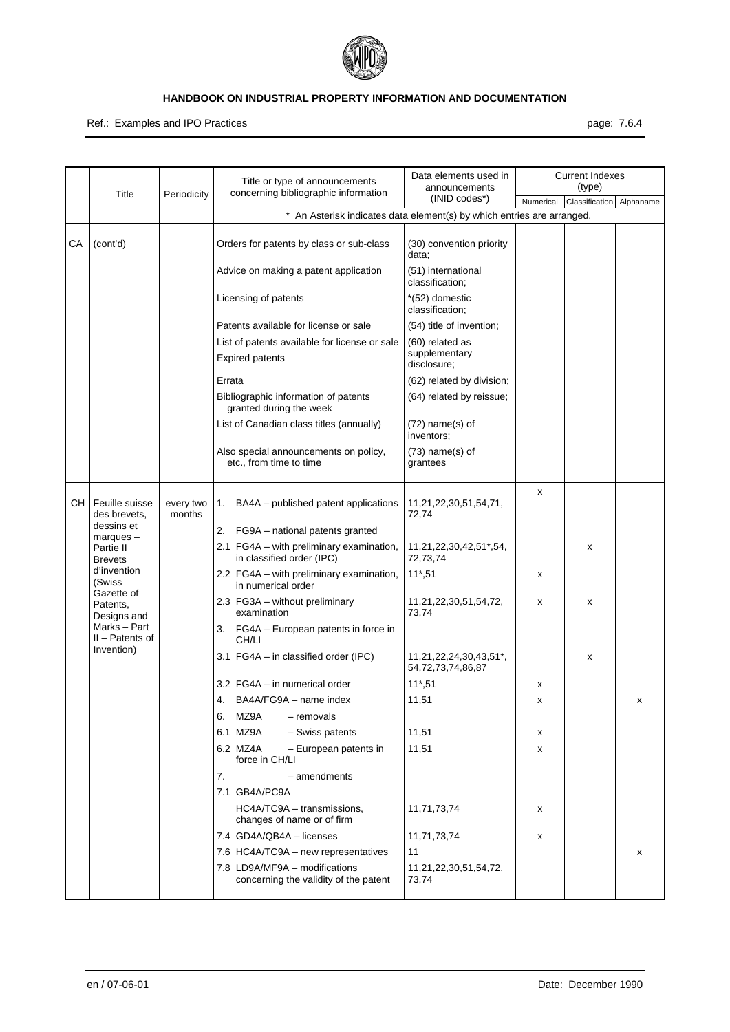| | Title | Periodicity | Title or type of announcements concerning bibliographic information | Data elements used in announcements (INID codes*) | Current Indexes (type) | | |
|---|---|---|---|---|---|---|---|
| | | | | | Numerical | Classification | Alphaname |
| | | | * An Asterisk indicates data element(s) by which entries are arranged. | | | | |
| CA | (cont'd) | | Orders for patents by class or sub-class | (30) convention priority data; | | | |
| | | | Advice on making a patent application | (51) international classification; | | | |
| | | | Licensing of patents | *(52) domestic classification; | | | |
| | | | Patents available for license or sale | (54) title of invention; | | | |
| | | | List of patents available for license or sale<br>Expired patents | (60) related as supplementary disclosure; | | | |
| | | | Errata | (62) related by division; | | | |
| | | | Bibliographic information of patents granted during the week | (64) related by reissue; | | | |
| | | | List of Canadian class titles (annually) | (72) name(s) of inventors; | | | |
| | | | Also special announcements on policy, etc., from time to time | (73) name(s) of grantees | | | |
| CH | Feuille suisse des brevets, dessins et marques – Partie II Brevets d'invention (Swiss Gazette of Patents, Designs and Marks – Part II – Patents of Invention) | every two months | 1. BA4A – published patent applications | 11,21,22,30,51,54,71, 72,74 | x | | |
| | | | 2. FG9A – national patents granted | | | | |
| | | | 2.1 FG4A – with preliminary examination, in classified order (IPC) | 11,21,22,30,42,51*,54, 72,73,74 | | x | |
| | | | 2.2 FG4A – with preliminary examination, in numerical order | 11*,51 | x | | |
| | | | 2.3 FG3A – without preliminary examination | 11,21,22,30,51,54,72, 73,74 | x | x | |
| | | | 3. FG4A – European patents in force in CH/LI | | | | |
| | | | 3.1 FG4A – in classified order (IPC) | 11,21,22,24,30,43,51*, 54,72,73,74,86,87 | | x | |
| | | | 3.2 FG4A – in numerical order | 11*,51 | x | | |
| | | | 4. BA4A/FG9A – name index | 11,51 | x | | x |
| | | | 6. MZ9A – removals | | | | |
| | | | 6.1 MZ9A – Swiss patents | 11,51 | x | | |
| | | | 6.2 MZ4A – European patents in force in CH/LI | 11,51 | x | | |
| | | | 7. – amendments | | | | |
| | | | 7.1 GB4A/PC9A | | | | |
| | | | HC4A/TC9A – transmissions, changes of name or of firm | 11,71,73,74 | x | | |
| | | | 7.4 GD4A/QB4A – licenses | 11,71,73,74 | x | | |
| | | | 7.6 HC4A/TC9A – new representatives | 11 | | | x |
| | | | 7.8 LD9A/MF9A – modifications concerning the validity of the patent | 11,21,22,30,51,54,72, 73,74 | | | |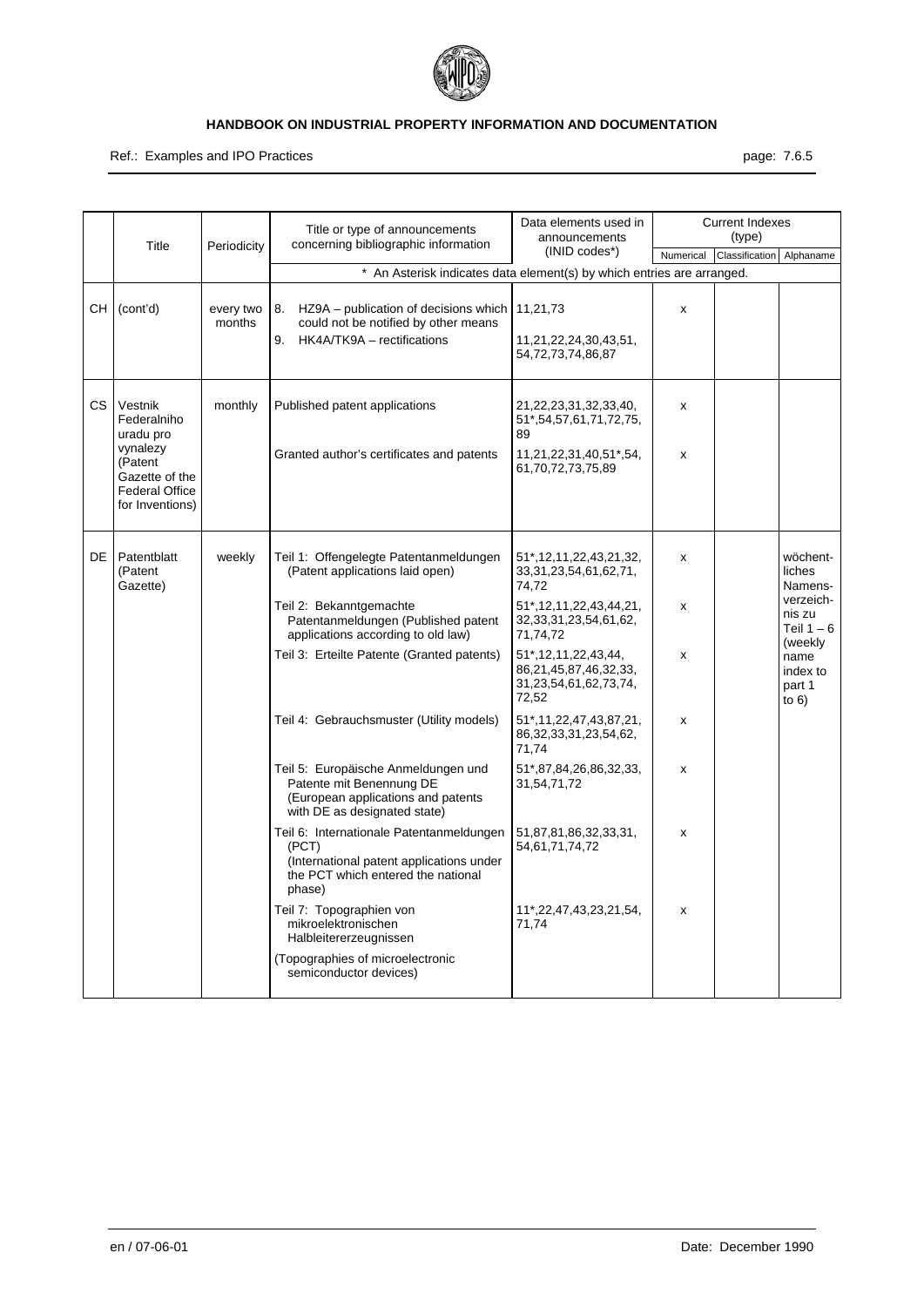| | Title | Periodicity | Title or type of announcements concerning bibliographic information | Data elements used in announcements (INID codes*) | Current Indexes (type) | | |
|---|---|---|---|---|---|---|---|
| | | | | | Numerical | Classification | Alphaname |
| | | | * An Asterisk indicates data element(s) by which entries are arranged. | | | | |
| CH | (cont'd) | every two months | 8. HZ9A – publication of decisions which could not be notified by other means | 11,21,73 | x | | |
| | | | 9. HK4A/TK9A – rectifications | 11,21,22,24,30,43,51, 54,72,73,74,86,87 | | | |
| CS | Vestnik Federalniho uradu pro vynalezy (Patent Gazette of the Federal Office for Inventions) | monthly | Published patent applications | 21,22,23,31,32,33,40, 51*,54,57,61,71,72,75, 89 | x | | |
| | | | Granted author's certificates and patents | 11,21,22,31,40,51*,54, 61,70,72,73,75,89 | x | | |
| DE | Patentblatt (Patent Gazette) | weekly | Teil 1: Offengelegte Patentanmeldungen (Patent applications laid open) | 51*,12,11,22,43,21,32, 33,31,23,54,61,62,71, 74,72 | x | | wöchentliches Namensverzeichnis zu Teil 1 – 6 (weekly name index to part 1 to 6) |
| | | | Teil 2: Bekanntgemachte Patentanmeldungen (Published patent applications according to old law) | 51*,12,11,22,43,44,21, 32,33,31,23,54,61,62, 71,74,72 | x | | |
| | | | Teil 3: Erteilte Patente (Granted patents) | 51*,12,11,22,43,44, 86,21,45,87,46,32,33, 31,23,54,61,62,73,74, 72,52 | x | | |
| | | | Teil 4: Gebrauchsmuster (Utility models) | 51*,11,22,47,43,87,21, 86,32,33,31,23,54,62, 71,74 | x | | |
| | | | Teil 5: Europäische Anmeldungen und Patente mit Benennung DE (European applications and patents with DE as designated state) | 51*,87,84,26,86,32,33, 31,54,71,72 | x | | |
| | | | Teil 6: Internationale Patentanmeldungen (PCT) (International patent applications under the PCT which entered the national phase) | 51,87,81,86,32,33,31, 54,61,71,74,72 | x | | |
| | | | Teil 7: Topographien von mikroelektronischen Halbleitererzeugnissen (Topographies of microelectronic semiconductor devices) | 11*,22,47,43,23,21,54, 71,74 | x | | |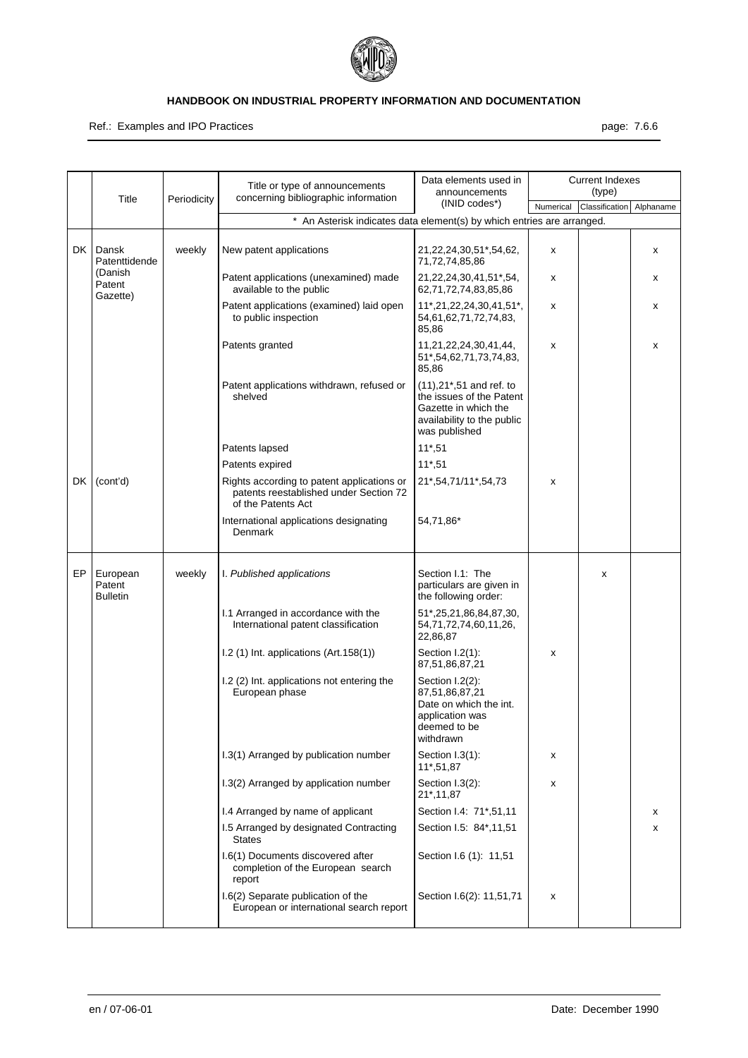| | Title | Periodicity | Title or type of announcements concerning bibliographic information | Data elements used in announcements (INID codes*) | Current Indexes (type) | | |
|---|---|---|---|---|---|---|---|
| | | | | | Numerical | Classification | Alphaname |
| | | | * An Asterisk indicates data element(s) by which entries are arranged. | | | | |
| DK | Dansk Patenttidende (Danish Patent Gazette) | weekly | New patent applications | 21,22,24,30,51*,54,62, 71,72,74,85,86 | x | | x |
| | | | Patent applications (unexamined) made available to the public | 21,22,24,30,41,51*,54, 62,71,72,74,83,85,86 | x | | x |
| | | | Patent applications (examined) laid open to public inspection | 11*,21,22,24,30,41,51*, 54,61,62,71,72,74,83, 85,86 | x | | x |
| | | | Patents granted | 11,21,22,24,30,41,44, 51*,54,62,71,73,74,83, 85,86 | x | | x |
| | | | Patent applications withdrawn, refused or shelved | (11),21*,51 and ref. to the issues of the Patent Gazette in which the availability to the public was published | | | |
| | | | Patents lapsed | 11*,51 | | | |
| | | | Patents expired | 11*,51 | | | |
| DK | (cont'd) | | Rights according to patent applications or patents reestablished under Section 72 of the Patents Act | 21*,54,71/11*,54,73 | x | | |
| | | | International applications designating Denmark | 54,71,86* | | | |
| EP | European Patent Bulletin | weekly | I. *Published applications* | Section I.1: The particulars are given in the following order: | | x | |
| | | | I.1 Arranged in accordance with the International patent classification | 51*,25,21,86,84,87,30, 54,71,72,74,60,11,26, 22,86,87 | | | |
| | | | I.2 (1) Int. applications (Art.158(1)) | Section I.2(1): 87,51,86,87,21 | x | | |
| | | | I.2 (2) Int. applications not entering the European phase | Section I.2(2): 87,51,86,87,21 Date on which the int. application was deemed to be withdrawn | | | |
| | | | I.3(1) Arranged by publication number | Section I.3(1): 11*,51,87 | x | | |
| | | | I.3(2) Arranged by application number | Section I.3(2): 21*,11,87 | x | | |
| | | | I.4 Arranged by name of applicant | Section I.4: 71*,51,11 | | | x |
| | | | I.5 Arranged by designated Contracting States | Section I.5: 84*,11,51 | | | x |
| | | | I.6(1) Documents discovered after completion of the European search report | Section I.6 (1): 11,51 | | | |
| | | | I.6(2) Separate publication of the European or international search report | Section I.6(2): 11,51,71 | x | | |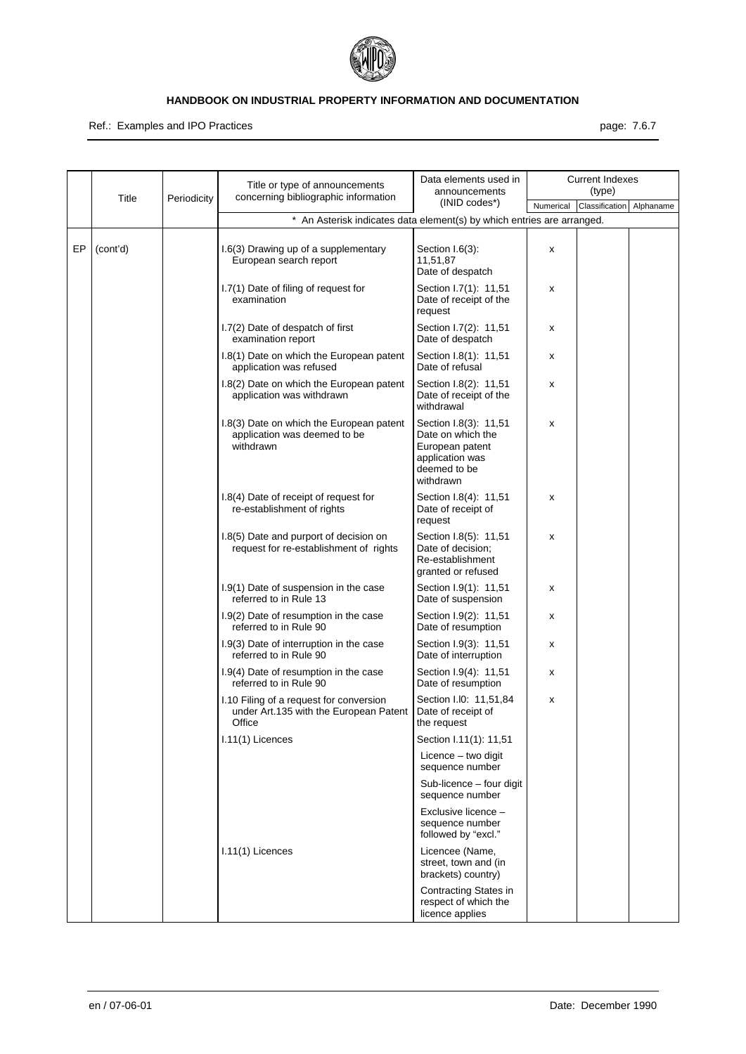| | Title | Periodicity | Title or type of announcements concerning bibliographic information | Data elements used in announcements (INID codes*) | Current Indexes (type) | | |
|---|---|---|---|---|---|---|---|
| | | | | | Numerical | Classification | Alphaname |
| | | | * An Asterisk indicates data element(s) by which entries are arranged. | | | | |
| EP | (cont'd) | | I.6(3) Drawing up of a supplementary European search report | Section I.6(3): 11,51,87 Date of despatch | x | | |
| | | | I.7(1) Date of filing of request for examination | Section I.7(1): 11,51 Date of receipt of the request | x | | |
| | | | I.7(2) Date of despatch of first examination report | Section I.7(2): 11,51 Date of despatch | x | | |
| | | | I.8(1) Date on which the European patent application was refused | Section I.8(1): 11,51 Date of refusal | x | | |
| | | | I.8(2) Date on which the European patent application was withdrawn | Section I.8(2): 11,51 Date of receipt of the withdrawal | x | | |
| | | | I.8(3) Date on which the European patent application was deemed to be withdrawn | Section I.8(3): 11,51 Date on which the European patent application was deemed to be withdrawn | x | | |
| | | | I.8(4) Date of receipt of request for re-establishment of rights | Section I.8(4): 11,51 Date of receipt of request | x | | |
| | | | I.8(5) Date and purport of decision on request for re-establishment of rights | Section I.8(5): 11,51 Date of decision; Re-establishment granted or refused | x | | |
| | | | I.9(1) Date of suspension in the case referred to in Rule 13 | Section I.9(1): 11,51 Date of suspension | x | | |
| | | | I.9(2) Date of resumption in the case referred to in Rule 90 | Section I.9(2): 11,51 Date of resumption | x | | |
| | | | I.9(3) Date of interruption in the case referred to in Rule 90 | Section I.9(3): 11,51 Date of interruption | x | | |
| | | | I.9(4) Date of resumption in the case referred to in Rule 90 | Section I.9(4): 11,51 Date of resumption | x | | |
| | | | I.10 Filing of a request for conversion under Art.135 with the European Patent Office | Section I.l0: 11,51,84 Date of receipt of the request | x | | |
| | | | I.11(1) Licences | Section I.11(1): 11,51 | | | |
| | | | | Licence – two digit sequence number | | | |
| | | | | Sub-licence – four digit sequence number | | | |
| | | | | Exclusive licence – sequence number followed by "excl." | | | |
| | | | I.11(1) Licences | Licencee (Name, street, town and (in brackets) country) | | | |
| | | | | Contracting States in respect of which the licence applies | | | |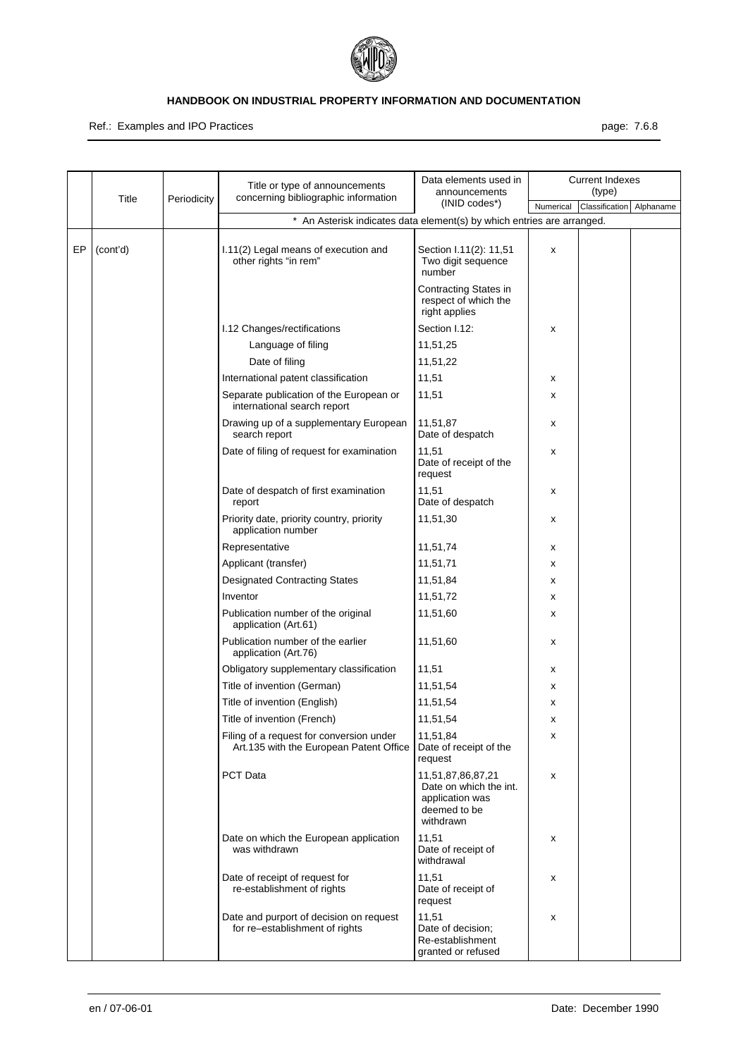| | Title | Periodicity | Title or type of announcements concerning bibliographic information | Data elements used in announcements (INID codes*) | Current Indexes (type) | | |
|---|---|---|---|---|---|---|---|
| | | | | | Numerical | Classification | Alphaname |
| | | | * An Asterisk indicates data element(s) by which entries are arranged. | | | | |
| EP | (cont'd) | | I.11(2) Legal means of execution and other rights "in rem" | Section I.11(2): 11,51 Two digit sequence number | x | | |
| | | | | Contracting States in respect of which the right applies | | | |
| | | | I.12 Changes/rectifications | Section I.12: | x | | |
| | | | Language of filing | 11,51,25 | | | |
| | | | Date of filing | 11,51,22 | | | |
| | | | International patent classification | 11,51 | x | | |
| | | | Separate publication of the European or international search report | 11,51 | x | | |
| | | | Drawing up of a supplementary European search report | 11,51,87 Date of despatch | x | | |
| | | | Date of filing of request for examination | 11,51 Date of receipt of the request | x | | |
| | | | Date of despatch of first examination report | 11,51 Date of despatch | x | | |
| | | | Priority date, priority country, priority application number | 11,51,30 | x | | |
| | | | Representative | 11,51,74 | x | | |
| | | | Applicant (transfer) | 11,51,71 | x | | |
| | | | Designated Contracting States | 11,51,84 | x | | |
| | | | Inventor | 11,51,72 | x | | |
| | | | Publication number of the original application (Art.61) | 11,51,60 | x | | |
| | | | Publication number of the earlier application (Art.76) | 11,51,60 | x | | |
| | | | Obligatory supplementary classification | 11,51 | x | | |
| | | | Title of invention (German) | 11,51,54 | x | | |
| | | | Title of invention (English) | 11,51,54 | x | | |
| | | | Title of invention (French) | 11,51,54 | x | | |
| | | | Filing of a request for conversion under Art.135 with the European Patent Office | 11,51,84 Date of receipt of the request | x | | |
| | | | PCT Data | 11,51,87,86,87,21 Date on which the int. application was deemed to be withdrawn | x | | |
| | | | Date on which the European application was withdrawn | 11,51 Date of receipt of withdrawal | x | | |
| | | | Date of receipt of request for re-establishment of rights | 11,51 Date of receipt of request | x | | |
| | | | Date and purport of decision on request for re–establishment of rights | 11,51 Date of decision; Re-establishment granted or refused | x | | |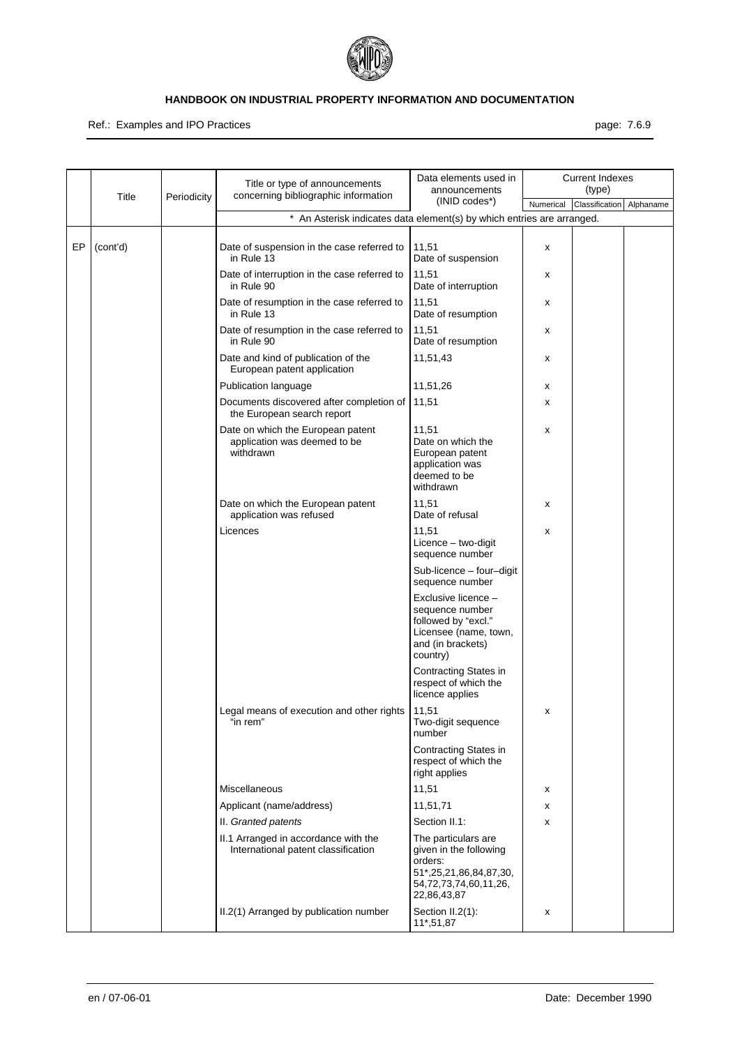| | Title | Periodicity | Title or type of announcements concerning bibliographic information | Data elements used in announcements (INID codes*) | Current Indexes (type) | | |
|---|---|---|---|---|---|---|---|
| | | | | | Numerical | Classification | Alphaname |
| | | | * An Asterisk indicates data element(s) by which entries are arranged. | | | | |
| EP | (cont'd) | | Date of suspension in the case referred to in Rule 13 | 11,51<br>Date of suspension | x | | |
| | | | Date of interruption in the case referred to in Rule 90 | 11,51<br>Date of interruption | x | | |
| | | | Date of resumption in the case referred to in Rule 13 | 11,51<br>Date of resumption | x | | |
| | | | Date of resumption in the case referred to in Rule 90 | 11,51<br>Date of resumption | x | | |
| | | | Date and kind of publication of the European patent application | 11,51,43 | x | | |
| | | | Publication language | 11,51,26 | x | | |
| | | | Documents discovered after completion of the European search report | 11,51 | x | | |
| | | | Date on which the European patent application was deemed to be withdrawn | 11,51<br>Date on which the European patent application was deemed to be withdrawn | x | | |
| | | | Date on which the European patent application was refused | 11,51<br>Date of refusal | x | | |
| | | | Licences | 11,51<br>Licence – two-digit sequence number | x | | |
| | | | | Sub-licence – four–digit sequence number | | | |
| | | | | Exclusive licence – sequence number followed by "excl." Licensee (name, town, and (in brackets) country) | | | |
| | | | | Contracting States in respect of which the licence applies | | | |
| | | | Legal means of execution and other rights "in rem" | 11,51<br>Two-digit sequence number | x | | |
| | | | | Contracting States in respect of which the right applies | | | |
| | | | Miscellaneous | 11,51 | x | | |
| | | | Applicant (name/address) | 11,51,71 | x | | |
| | | | II. *Granted patents* | Section II.1: | x | | |
| | | | II.1 Arranged in accordance with the International patent classification | The particulars are given in the following orders:<br>51*,25,21,86,84,87,30, 54,72,73,74,60,11,26, 22,86,43,87 | | | |
| | | | II.2(1) Arranged by publication number | Section II.2(1):<br>11*,51,87 | x | | |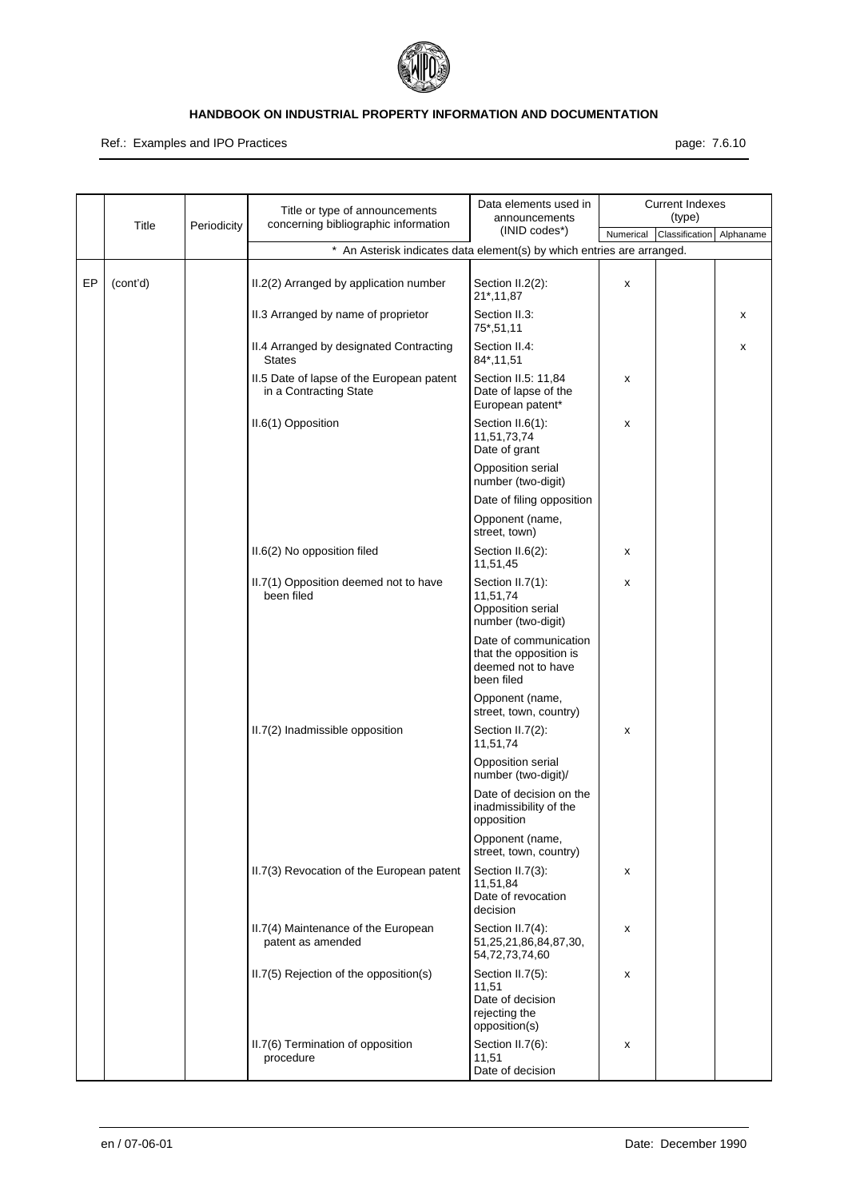| | Title | Periodicity | Title or type of announcements concerning bibliographic information | Data elements used in announcements (INID codes*) | Current Indexes (type) | | |
|---|---|---|---|---|---|---|---|
| | | | | | Numerical | Classification | Alphaname |
| | | | * An Asterisk indicates data element(s) by which entries are arranged. | | | | |
| EP | (cont'd) | | II.2(2) Arranged by application number | Section II.2(2): 21*,11,87 | x | | |
| | | | II.3 Arranged by name of proprietor | Section II.3: 75*,51,11 | | | x |
| | | | II.4 Arranged by designated Contracting States | Section II.4: 84*,11,51 | | | x |
| | | | II.5 Date of lapse of the European patent in a Contracting State | Section II.5: 11,84 Date of lapse of the European patent* | x | | |
| | | | II.6(1) Opposition | Section II.6(1): 11,51,73,74 Date of grant | x | | |
| | | | | Opposition serial number (two-digit) | | | |
| | | | | Date of filing opposition | | | |
| | | | | Opponent (name, street, town) | | | |
| | | | II.6(2) No opposition filed | Section II.6(2): 11,51,45 | x | | |
| | | | II.7(1) Opposition deemed not to have been filed | Section II.7(1): 11,51,74 Opposition serial number (two-digit) | x | | |
| | | | | Date of communication that the opposition is deemed not to have been filed | | | |
| | | | | Opponent (name, street, town, country) | | | |
| | | | II.7(2) Inadmissible opposition | Section II.7(2): 11,51,74 | x | | |
| | | | | Opposition serial number (two-digit)/ | | | |
| | | | | Date of decision on the inadmissibility of the opposition | | | |
| | | | | Opponent (name, street, town, country) | | | |
| | | | II.7(3) Revocation of the European patent | Section II.7(3): 11,51,84 Date of revocation decision | x | | |
| | | | II.7(4) Maintenance of the European patent as amended | Section II.7(4): 51,25,21,86,84,87,30, 54,72,73,74,60 | x | | |
| | | | II.7(5) Rejection of the opposition(s) | Section II.7(5): 11,51 Date of decision rejecting the opposition(s) | x | | |
| | | | II.7(6) Termination of opposition procedure | Section II.7(6): 11,51 Date of decision | x | | |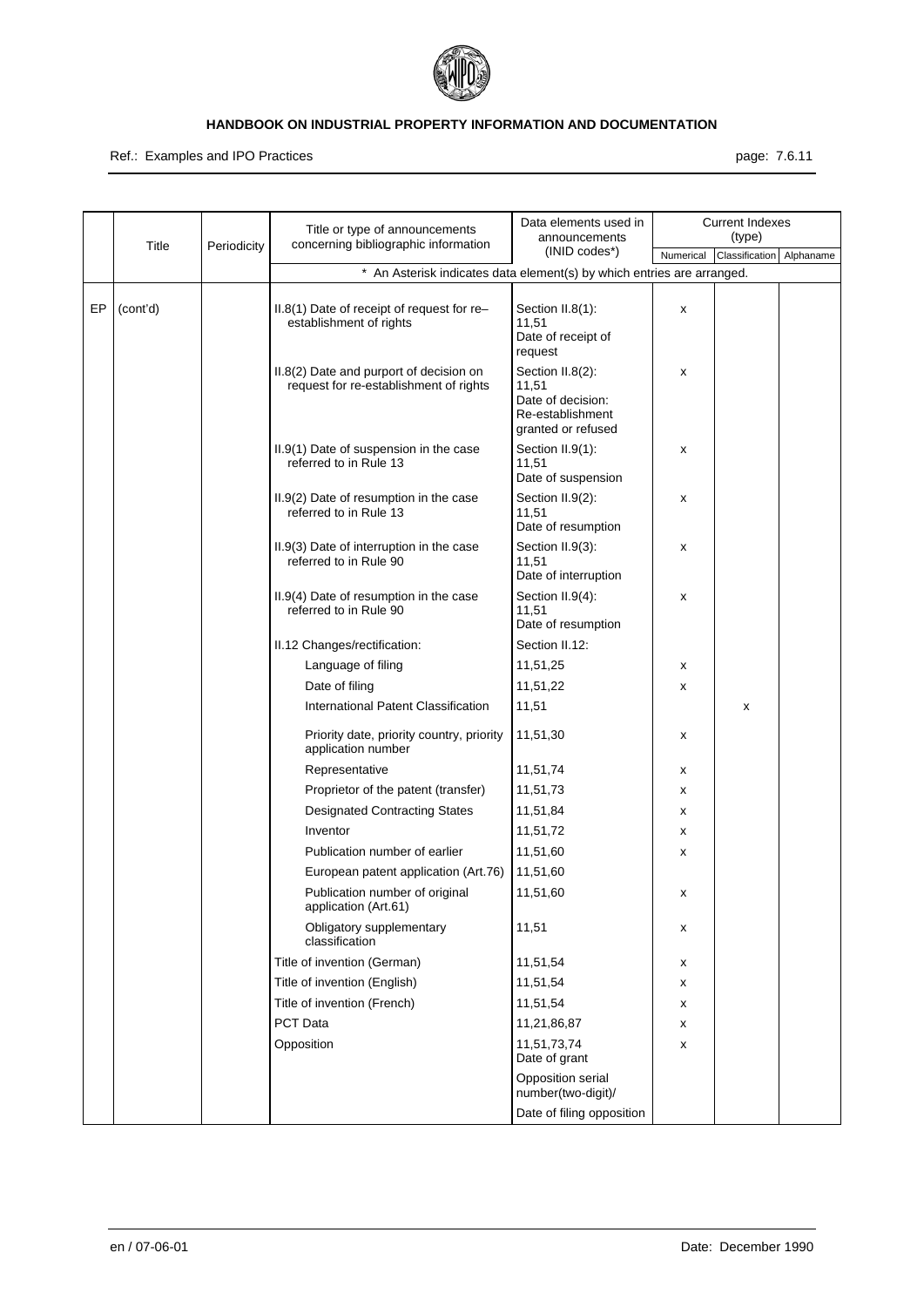| | Title | Periodicity | Title or type of announcements concerning bibliographic information | Data elements used in announcements (INID codes*) | Current Indexes (type) | | |
|---|---|---|---|---|---|---|---|
| | | | | | Numerical | Classification | Alphaname |
| | | | * An Asterisk indicates data element(s) by which entries are arranged. | | | | |
| EP | (cont'd) | | II.8(1) Date of receipt of request for re–establishment of rights | Section II.8(1): 11,51 Date of receipt of request | x | | |
| | | | II.8(2) Date and purport of decision on request for re-establishment of rights | Section II.8(2): 11,51 Date of decision: Re-establishment granted or refused | x | | |
| | | | II.9(1) Date of suspension in the case referred to in Rule 13 | Section II.9(1): 11,51 Date of suspension | x | | |
| | | | II.9(2) Date of resumption in the case referred to in Rule 13 | Section II.9(2): 11,51 Date of resumption | x | | |
| | | | II.9(3) Date of interruption in the case referred to in Rule 90 | Section II.9(3): 11,51 Date of interruption | x | | |
| | | | II.9(4) Date of resumption in the case referred to in Rule 90 | Section II.9(4): 11,51 Date of resumption | x | | |
| | | | II.12 Changes/rectification: | Section II.12: | | | |
| | | | Language of filing | 11,51,25 | x | | |
| | | | Date of filing | 11,51,22 | x | | |
| | | | International Patent Classification | 11,51 | | x | |
| | | | Priority date, priority country, priority application number | 11,51,30 | x | | |
| | | | Representative | 11,51,74 | x | | |
| | | | Proprietor of the patent (transfer) | 11,51,73 | x | | |
| | | | Designated Contracting States | 11,51,84 | x | | |
| | | | Inventor | 11,51,72 | x | | |
| | | | Publication number of earlier | 11,51,60 | x | | |
| | | | European patent application (Art.76) | 11,51,60 | | | |
| | | | Publication number of original application (Art.61) | 11,51,60 | x | | |
| | | | Obligatory supplementary classification | 11,51 | x | | |
| | | | Title of invention (German) | 11,51,54 | x | | |
| | | | Title of invention (English) | 11,51,54 | x | | |
| | | | Title of invention (French) | 11,51,54 | x | | |
| | | | PCT Data | 11,21,86,87 | x | | |
| | | | Opposition | 11,51,73,74 Date of grant | x | | |
| | | | | Opposition serial number(two-digit)/ | | | |
| | | | | Date of filing opposition | | | |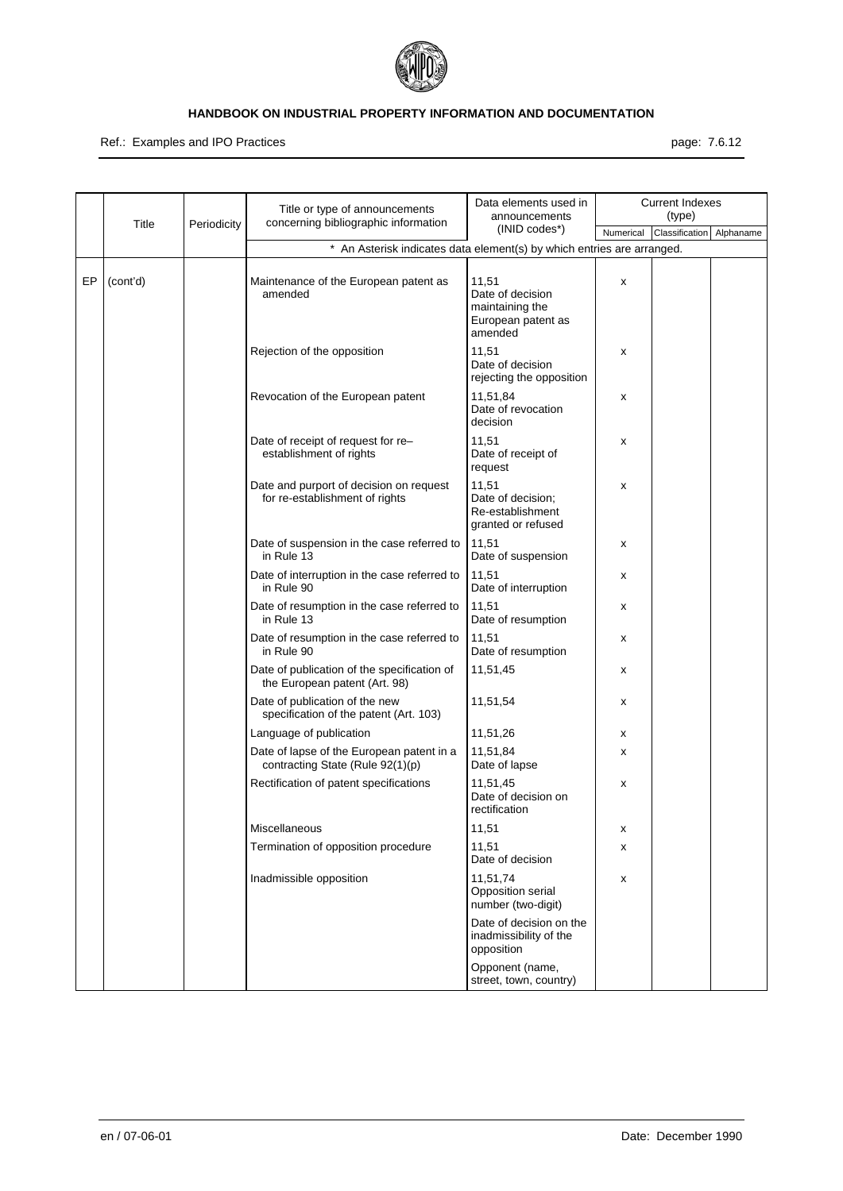| | Title | Periodicity | Title or type of announcements concerning bibliographic information | Data elements used in announcements (INID codes*) | Current Indexes (type) | | |
|---|---|---|---|---|---|---|---|
| | | | | | Numerical | Classification | Alphaname |
| | | | * An Asterisk indicates data element(s) by which entries are arranged. | | | | |
| EP | (cont'd) | | Maintenance of the European patent as amended | 11,51<br>Date of decision maintaining the European patent as amended | x | | |
| | | | Rejection of the opposition | 11,51<br>Date of decision rejecting the opposition | x | | |
| | | | Revocation of the European patent | 11,51,84<br>Date of revocation decision | x | | |
| | | | Date of receipt of request for re–establishment of rights | 11,51<br>Date of receipt of request | x | | |
| | | | Date and purport of decision on request for re-establishment of rights | 11,51<br>Date of decision; Re-establishment granted or refused | x | | |
| | | | Date of suspension in the case referred to in Rule 13 | 11,51<br>Date of suspension | x | | |
| | | | Date of interruption in the case referred to in Rule 90 | 11,51<br>Date of interruption | x | | |
| | | | Date of resumption in the case referred to in Rule 13 | 11,51<br>Date of resumption | x | | |
| | | | Date of resumption in the case referred to in Rule 90 | 11,51<br>Date of resumption | x | | |
| | | | Date of publication of the specification of the European patent (Art. 98) | 11,51,45 | x | | |
| | | | Date of publication of the new specification of the patent (Art. 103) | 11,51,54 | x | | |
| | | | Language of publication | 11,51,26 | x | | |
| | | | Date of lapse of the European patent in a contracting State (Rule 92(1)(p) | 11,51,84<br>Date of lapse | x | | |
| | | | Rectification of patent specifications | 11,51,45<br>Date of decision on rectification | x | | |
| | | | Miscellaneous | 11,51 | x | | |
| | | | Termination of opposition procedure | 11,51<br>Date of decision | x | | |
| | | | Inadmissible opposition | 11,51,74<br>Opposition serial number (two-digit)<br>Date of decision on the inadmissibility of the opposition<br>Opponent (name, street, town, country) | x | | |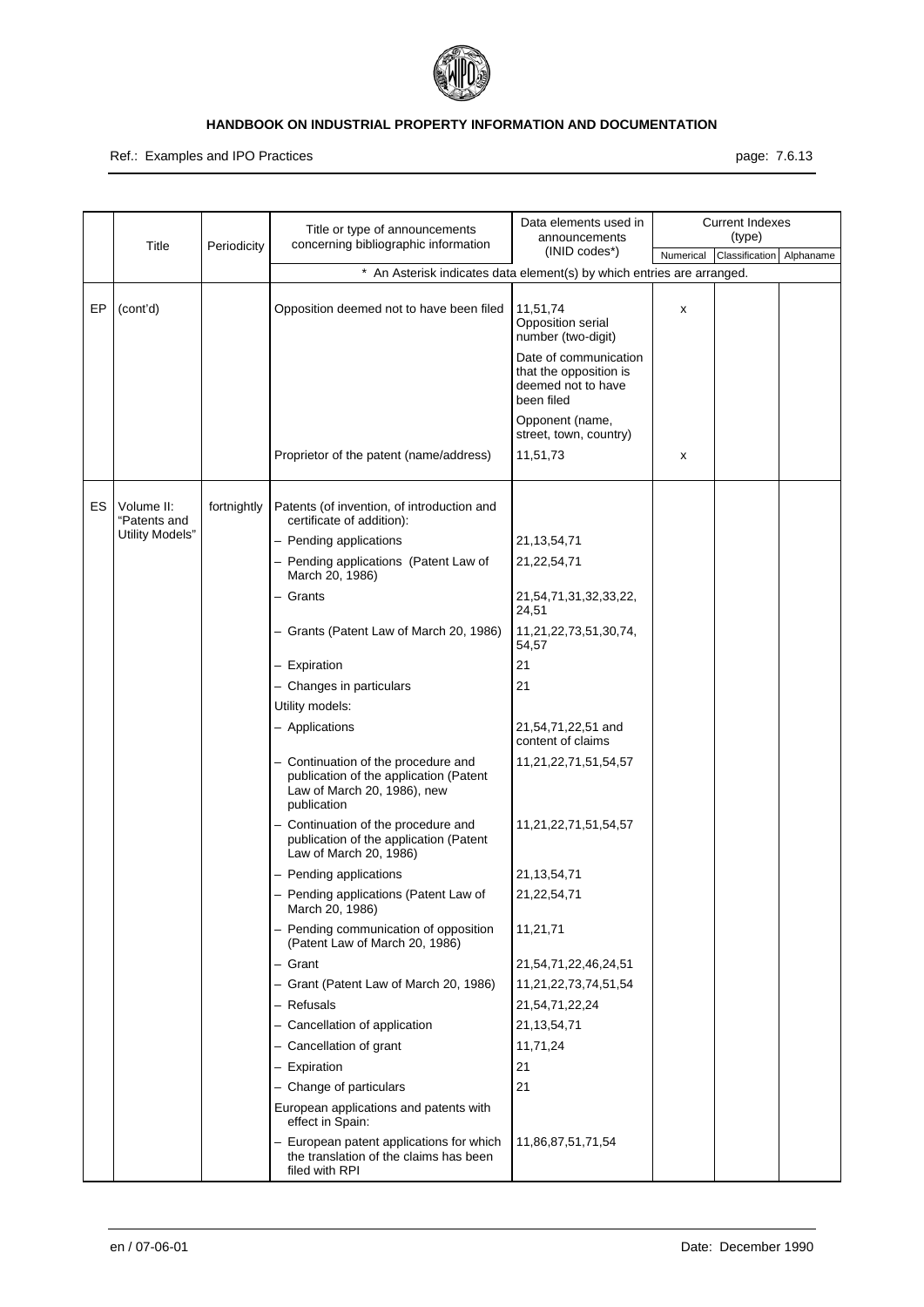| | Title | Periodicity | Title or type of announcements concerning bibliographic information | Data elements used in announcements (INID codes*) | Current Indexes (type) | | |
|---|---|---|---|---|---|---|---|
| | | | | | Numerical | Classification | Alphaname |
| | | | * An Asterisk indicates data element(s) by which entries are arranged. | | | | |
| EP | (cont'd) | | Opposition deemed not to have been filed | 11,51,74<br>Opposition serial number (two-digit)<br>Date of communication that the opposition is deemed not to have been filed<br>Opponent (name, street, town, country) | x | | |
| | | | Proprietor of the patent (name/address) | 11,51,73 | x | | |
| ES | Volume II: "Patents and Utility Models" | fortnightly | Patents (of invention, of introduction and certificate of addition): | | | | |
| | | | – Pending applications | 21,13,54,71 | | | |
| | | | – Pending applications (Patent Law of March 20, 1986) | 21,22,54,71 | | | |
| | | | – Grants | 21,54,71,31,32,33,22, 24,51 | | | |
| | | | – Grants (Patent Law of March 20, 1986) | 11,21,22,73,51,30,74, 54,57 | | | |
| | | | – Expiration | 21 | | | |
| | | | – Changes in particulars | 21 | | | |
| | | | Utility models: | | | | |
| | | | – Applications | 21,54,71,22,51 and content of claims | | | |
| | | | – Continuation of the procedure and publication of the application (Patent Law of March 20, 1986), new publication | 11,21,22,71,51,54,57 | | | |
| | | | – Continuation of the procedure and publication of the application (Patent Law of March 20, 1986) | 11,21,22,71,51,54,57 | | | |
| | | | – Pending applications | 21,13,54,71 | | | |
| | | | – Pending applications (Patent Law of March 20, 1986) | 21,22,54,71 | | | |
| | | | – Pending communication of opposition (Patent Law of March 20, 1986) | 11,21,71 | | | |
| | | | – Grant | 21,54,71,22,46,24,51 | | | |
| | | | – Grant (Patent Law of March 20, 1986) | 11,21,22,73,74,51,54 | | | |
| | | | – Refusals | 21,54,71,22,24 | | | |
| | | | – Cancellation of application | 21,13,54,71 | | | |
| | | | – Cancellation of grant | 11,71,24 | | | |
| | | | – Expiration | 21 | | | |
| | | | – Change of particulars | 21 | | | |
| | | | European applications and patents with effect in Spain: | | | | |
| | | | – European patent applications for which the translation of the claims has been filed with RPI | 11,86,87,51,71,54 | | | |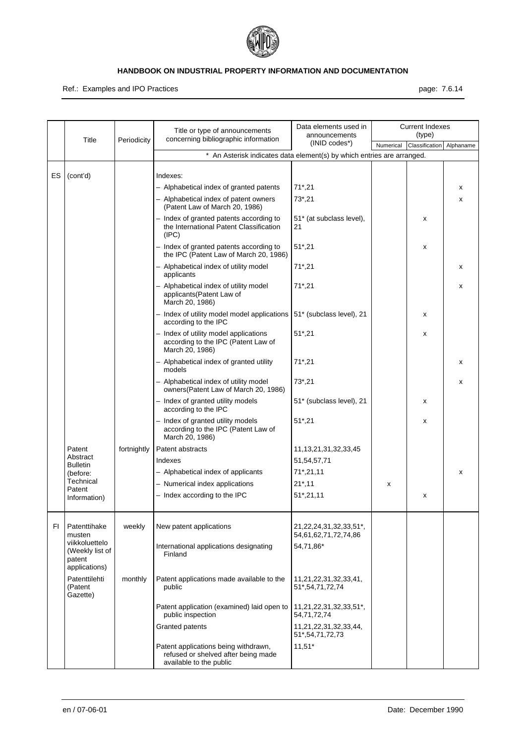| | Title | Periodicity | Title or type of announcements concerning bibliographic information | Data elements used in announcements (INID codes*) | Current Indexes (type) | | |
|---|---|---|---|---|---|---|---|
| | | | | | Numerical | Classification | Alphaname |
| | | | * An Asterisk indicates data element(s) by which entries are arranged. | | | | |
| ES | (cont'd) | | Indexes: | | | | |
| | | | – Alphabetical index of granted patents | 71*,21 | | | x |
| | | | – Alphabetical index of patent owners (Patent Law of March 20, 1986) | 73*,21 | | | x |
| | | | – Index of granted patents according to the International Patent Classification (IPC) | 51* (at subclass level), 21 | | x | |
| | | | – Index of granted patents according to the IPC (Patent Law of March 20, 1986) | 51*,21 | | x | |
| | | | – Alphabetical index of utility model applicants | 71*,21 | | | x |
| | | | – Alphabetical index of utility model applicants(Patent Law of March 20, 1986) | 71*,21 | | | x |
| | | | – Index of utility model model applications according to the IPC | 51* (subclass level), 21 | | x | |
| | | | – Index of utility model applications according to the IPC (Patent Law of March 20, 1986) | 51*,21 | | x | |
| | | | – Alphabetical index of granted utility models | 71*,21 | | | x |
| | | | – Alphabetical index of utility model owners(Patent Law of March 20, 1986) | 73*,21 | | | x |
| | | | – Index of granted utility models according to the IPC | 51* (subclass level), 21 | | x | |
| | | | – Index of granted utility models according to the IPC (Patent Law of March 20, 1986) | 51*,21 | | x | |
| | Patent Abstract Bulletin (before: Technical Patent Information) | fortnightly | Patent abstracts | 11,13,21,31,32,33,45 | | | |
| | | | Indexes | 51,54,57,71 | | | |
| | | | – Alphabetical index of applicants | 71*,21,11 | | | x |
| | | | – Numerical index applications | 21*,11 | x | | |
| | | | – Index according to the IPC | 51*,21,11 | | x | |
| FI | Patenttihakemusten viikkoluettelo (Weekly list of patent applications) | weekly | New patent applications | 21,22,24,31,32,33,51*, 54,61,62,71,72,74,86 | | | |
| | | | International applications designating Finland | 54,71,86* | | | |
| | Patenttilehti (Patent Gazette) | monthly | Patent applications made available to the public | 11,21,22,31,32,33,41, 51*,54,71,72,74 | | | |
| | | | Patent application (examined) laid open to public inspection | 11,21,22,31,32,33,51*, 54,71,72,74 | | | |
| | | | Granted patents | 11,21,22,31,32,33,44, 51*,54,71,72,73 | | | |
| | | | Patent applications being withdrawn, refused or shelved after being made available to the public | 11,51* | | | |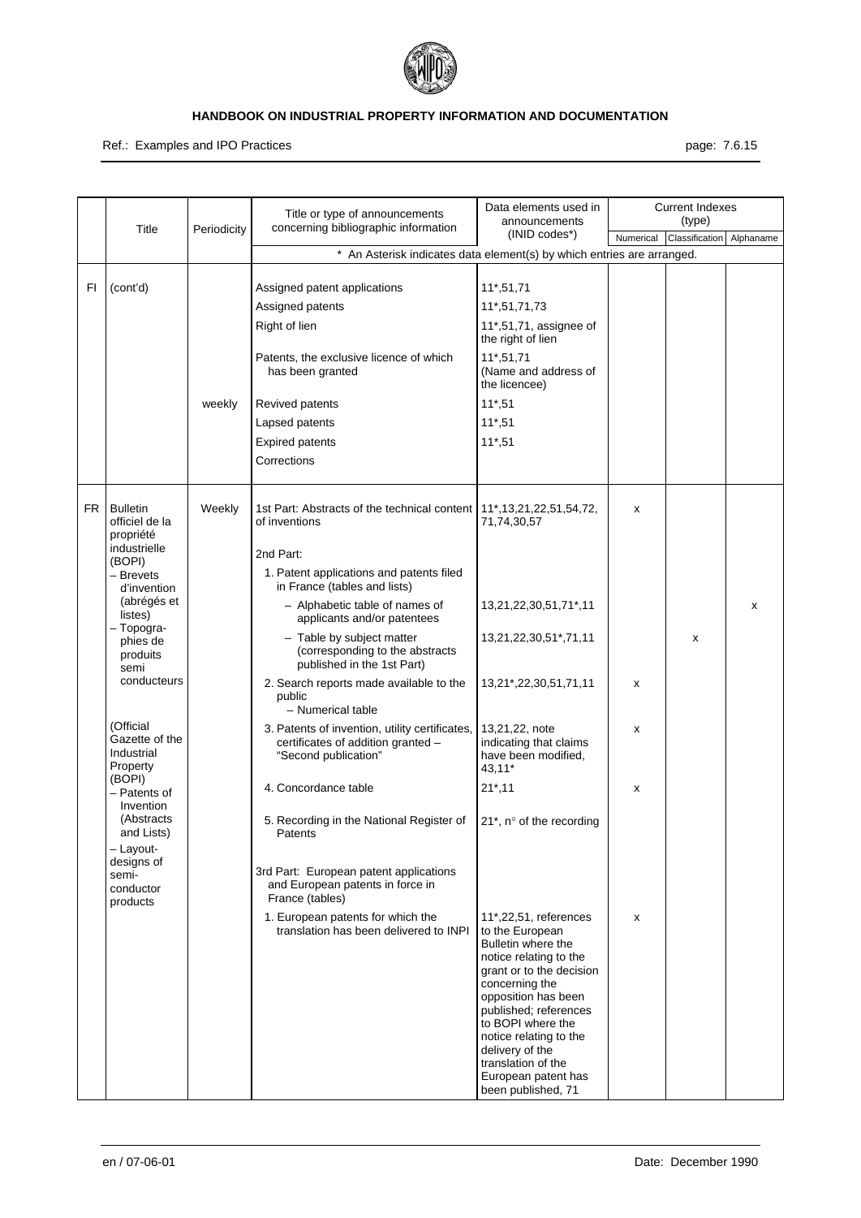| | Title | Periodicity | Title or type of announcements concerning bibliographic information | Data elements used in announcements (INID codes*) | Current Indexes (type) | | |
|---|---|---|---|---|---|---|---|
| | | | | | Numerical | Classification | Alphaname |
| | | | * An Asterisk indicates data element(s) by which entries are arranged. | | | | |
| FI | (cont'd) | | Assigned patent applications | 11*,51,71 | | | |
| | | | Assigned patents | 11*,51,71,73 | | | |
| | | | Right of lien | 11*,51,71, assignee of the right of lien | | | |
| | | | Patents, the exclusive licence of which has been granted | 11*,51,71 (Name and address of the licencee) | | | |
| | | weekly | Revived patents | 11*,51 | | | |
| | | | Lapsed patents | 11*,51 | | | |
| | | | Expired patents | 11*,51 | | | |
| | | | Corrections | | | | |
| FR | Bulletin officiel de la propriété industrielle (BOPI) – Brevets d'invention (abrégés et listes) – Topographies de produits semi conducteurs (Official Gazette of the Industrial Property (BOPI) – Patents of Invention (Abstracts and Lists) – Layout-designs of semi-conductor products | Weekly | 1st Part: Abstracts of the technical content of inventions | 11*,13,21,22,51,54,72, 71,74,30,57 | x | | |
| | | | 2nd Part: | | | | |
| | | | 1. Patent applications and patents filed in France (tables and lists) | | | | |
| | | | – Alphabetic table of names of applicants and/or patentees | 13,21,22,30,51,71*,11 | | | x |
| | | | – Table by subject matter (corresponding to the abstracts published in the 1st Part) | 13,21,22,30,51*,71,11 | | x | |
| | | | 2. Search reports made available to the public – Numerical table | 13,21*,22,30,51,71,11 | x | | |
| | | | 3. Patents of invention, utility certificates, certificates of addition granted – "Second publication" | 13,21,22, note indicating that claims have been modified, 43,11* | x | | |
| | | | 4. Concordance table | 21*,11 | x | | |
| | | | 5. Recording in the National Register of Patents | 21*, n° of the recording | | | |
| | | | 3rd Part: European patent applications and European patents in force in France (tables) | | | | |
| | | | 1. European patents for which the translation has been delivered to INPI | 11*,22,51, references to the European Bulletin where the notice relating to the grant or to the decision concerning the opposition has been published; references to BOPI where the notice relating to the delivery of the translation of the European patent has been published, 71 | x | | |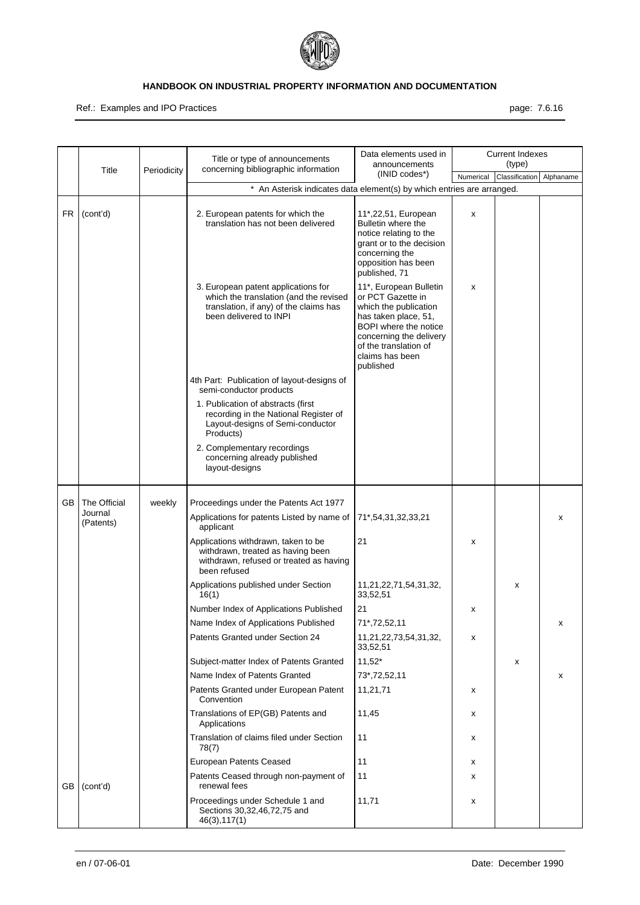| | Title | Periodicity | Title or type of announcements concerning bibliographic information | Data elements used in announcements (INID codes*) | Current Indexes (type) | | |
|---|---|---|---|---|---|---|---|
| | | | | | Numerical | Classification | Alphaname |
| | | | * An Asterisk indicates data element(s) by which entries are arranged. | | | | |
| FR | (cont'd) | | 2. European patents for which the translation has not been delivered | 11*,22,51, European Bulletin where the notice relating to the grant or to the decision concerning the opposition has been published, 71 | x | | |
| | | | 3. European patent applications for which the translation (and the revised translation, if any) of the claims has been delivered to INPI | 11*, European Bulletin or PCT Gazette in which the publication has taken place, 51, BOPI where the notice concerning the delivery of the translation of claims has been published | x | | |
| | | | 4th Part: Publication of layout-designs of semi-conductor products | | | | |
| | | | 1. Publication of abstracts (first recording in the National Register of Layout-designs of Semi-conductor Products) | | | | |
| | | | 2. Complementary recordings concerning already published layout-designs | | | | |
| GB | The Official Journal (Patents) | weekly | Proceedings under the Patents Act 1977 | | | | |
| | | | Applications for patents Listed by name of applicant | 71*,54,31,32,33,21 | | | x |
| | | | Applications withdrawn, taken to be withdrawn, treated as having been withdrawn, refused or treated as having been refused | 21 | x | | |
| | | | Applications published under Section 16(1) | 11,21,22,71,54,31,32,33,52,51 | | x | |
| | | | Number Index of Applications Published | 21 | x | | |
| | | | Name Index of Applications Published | 71*,72,52,11 | | | x |
| | | | Patents Granted under Section 24 | 11,21,22,73,54,31,32,33,52,51 | x | | |
| | | | Subject-matter Index of Patents Granted | 11,52* | | x | |
| | | | Name Index of Patents Granted | 73*,72,52,11 | | | x |
| | | | Patents Granted under European Patent Convention | 11,21,71 | x | | |
| | | | Translations of EP(GB) Patents and Applications | 11,45 | x | | |
| | | | Translation of claims filed under Section 78(7) | 11 | x | | |
| | | | European Patents Ceased | 11 | x | | |
| GB | (cont'd) | | Patents Ceased through non-payment of renewal fees | 11 | x | | |
| | | | Proceedings under Schedule 1 and Sections 30,32,46,72,75 and 46(3),117(1) | 11,71 | x | | |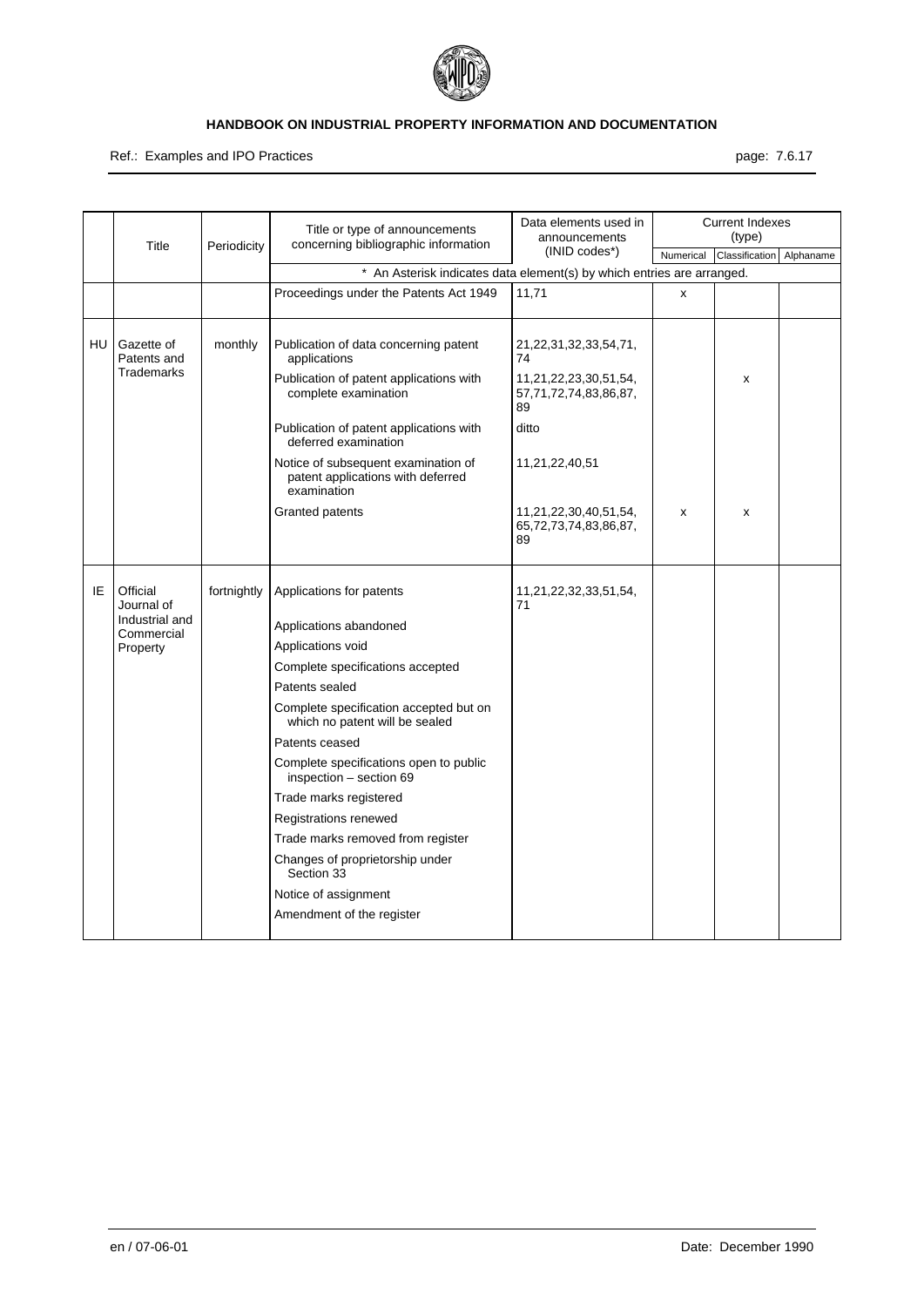| | Title | Periodicity | Title or type of announcements concerning bibliographic information | Data elements used in announcements (INID codes*) | Current Indexes (type) | | |
|---|---|---|---|---|---|---|---|
| | | | | | Numerical | Classification | Alphaname |
| | | | * An Asterisk indicates data element(s) by which entries are arranged. | | | | |
| | | | Proceedings under the Patents Act 1949 | 11,71 | x | | |
| HU | Gazette of Patents and Trademarks | monthly | Publication of data concerning patent applications | 21,22,31,32,33,54,71, 74 | | | |
| | | | Publication of patent applications with complete examination | 11,21,22,23,30,51,54, 57,71,72,74,83,86,87, 89 | | x | |
| | | | Publication of patent applications with deferred examination | ditto | | | |
| | | | Notice of subsequent examination of patent applications with deferred examination | 11,21,22,40,51 | | | |
| | | | Granted patents | 11,21,22,30,40,51,54, 65,72,73,74,83,86,87, 89 | x | x | |
| IE | Official Journal of Industrial and Commercial Property | fortnightly | Applications for patents | 11,21,22,32,33,51,54, 71 | | | |
| | | | Applications abandoned | | | | |
| | | | Applications void | | | | |
| | | | Complete specifications accepted | | | | |
| | | | Patents sealed | | | | |
| | | | Complete specification accepted but on which no patent will be sealed | | | | |
| | | | Patents ceased | | | | |
| | | | Complete specifications open to public inspection – section 69 | | | | |
| | | | Trade marks registered | | | | |
| | | | Registrations renewed | | | | |
| | | | Trade marks removed from register | | | | |
| | | | Changes of proprietorship under Section 33 | | | | |
| | | | Notice of assignment | | | | |
| | | | Amendment of the register | | | | |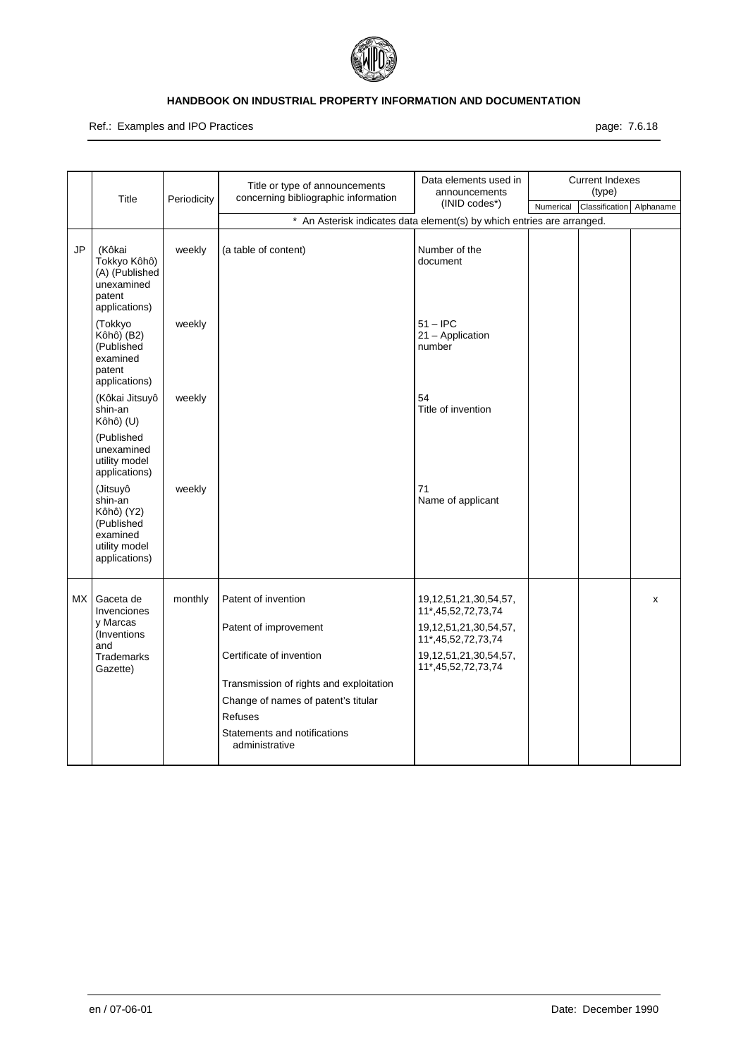| | Title | Periodicity | Title or type of announcements concerning bibliographic information | Data elements used in announcements (INID codes*) | Current Indexes (type) | | |
|---|---|---|---|---|---|---|---|
| | | | | | Numerical | Classification | Alphaname |
| | | | * An Asterisk indicates data element(s) by which entries are arranged. | | | | |
| JP | (Kôkai Tokkyo Kôhô) (A) (Published unexamined patent applications) | weekly | (a table of content) | Number of the document | | | |
| | (Tokkyo Kôhô) (B2) (Published examined patent applications) | weekly | | 51 – IPC<br>21 – Application number | | | |
| | (Kôkai Jitsuyô shin-an Kôhô) (U) (Published unexamined utility model applications) | weekly | | 54<br>Title of invention | | | |
| | (Jitsuyô shin-an Kôhô) (Y2) (Published examined utility model applications) | weekly | | 71<br>Name of applicant | | | |
| MX | Gaceta de Invenciones y Marcas (Inventions and Trademarks Gazette) | monthly | Patent of invention | 19,12,51,21,30,54,57, 11*,45,52,72,73,74 | | | x |
| | | | Patent of improvement | 19,12,51,21,30,54,57, 11*,45,52,72,73,74 | | | |
| | | | Certificate of invention | 19,12,51,21,30,54,57, 11*,45,52,72,73,74 | | | |
| | | | Transmission of rights and exploitation | | | | |
| | | | Change of names of patent's titular | | | | |
| | | | Refuses | | | | |
| | | | Statements and notifications administrative | | | | |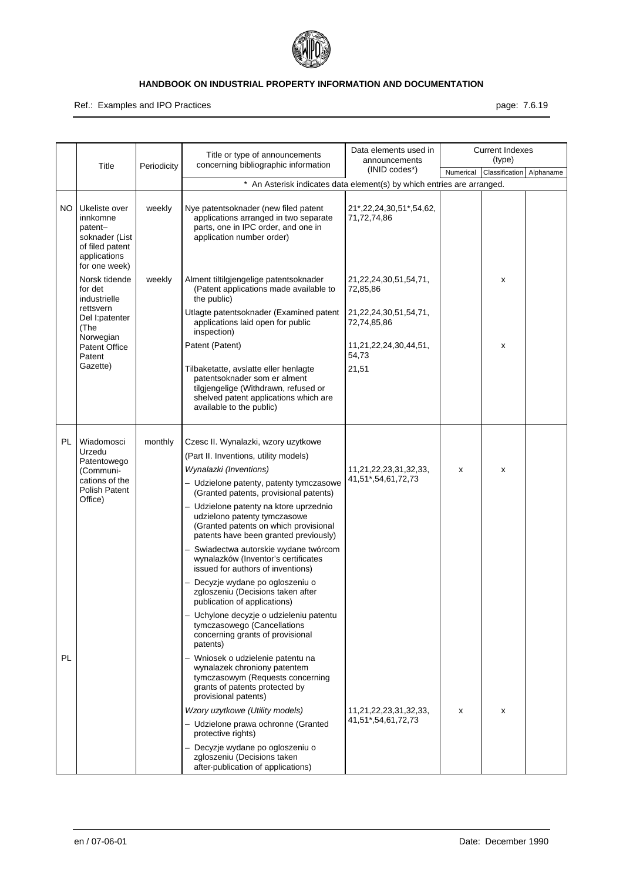| | Title | Periodicity | Title or type of announcements concerning bibliographic information | Data elements used in announcements (INID codes*) | Current Indexes (type) | | |
|---|---|---|---|---|---|---|---|
| | | | | | Numerical | Classification | Alphaname |
| | | | * An Asterisk indicates data element(s) by which entries are arranged. | | | | |
| NO | Ukeliste over innkomne patent–soknader (List of filed patent applications for one week) | weekly | Nye patentsoknader (new filed patent applications arranged in two separate parts, one in IPC order, and one in application number order) | 21*,22,24,30,51*,54,62, 71,72,74,86 | | | |
| | Norsk tidende for det industrielle rettsvern Del I:patenter (The Norwegian Patent Office Patent Gazette) | weekly | Alment tiltilgjengelige patentsoknader (Patent applications made available to the public) | 21,22,24,30,51,54,71, 72,85,86 | | x | |
| | | | Utlagte patentsoknader (Examined patent applications laid open for public inspection) | 21,22,24,30,51,54,71, 72,74,85,86 | | | |
| | | | Patent (Patent) | 11,21,22,24,30,44,51, 54,73 | | x | |
| | | | Tilbaketatte, avslatte eller henlagte patentsoknader som er alment tilgjengelige (Withdrawn, refused or shelved patent applications which are available to the public) | 21,51 | | | |
| PL | Wiadomosci Urzedu Patentowego (Communi-cations of the Polish Patent Office) | monthly | Czesc II. Wynalazki, wzory uzytkowe (Part II. Inventions, utility models) | | | | |
| | | | *Wynalazki (Inventions)* – Udzielone patenty, patenty tymczasowe (Granted patents, provisional patents) – Udzielone patenty na ktore uprzednio udzielono patenty tymczasowe (Granted patents on which provisional patents have been granted previously) – Swiadectwa autorskie wydane twórcom wynalazków (Inventor's certificates issued for authors of inventions) – Decyzje wydane po ogloszeniu o zgloszeniu (Decisions taken after publication of applications) – Uchylone decyzje o udzieleniu patentu tymczasowego (Cancellations concerning grants of provisional patents) | 11,21,22,23,31,32,33, 41,51*,54,61,72,73 | x | x | |
| PL | | | – Wniosek o udzielenie patentu na wynalazek chroniony patentem tymczasowym (Requests concerning grants of patents protected by provisional patents) | | | | |
| | | | *Wzory uzytkowe (Utility models)* – Udzielone prawa ochronne (Granted protective rights) – Decyzje wydane po ogloszeniu o zgloszeniu (Decisions taken after publication of applications) | 11,21,22,23,31,32,33, 41,51*,54,61,72,73 | x | x | |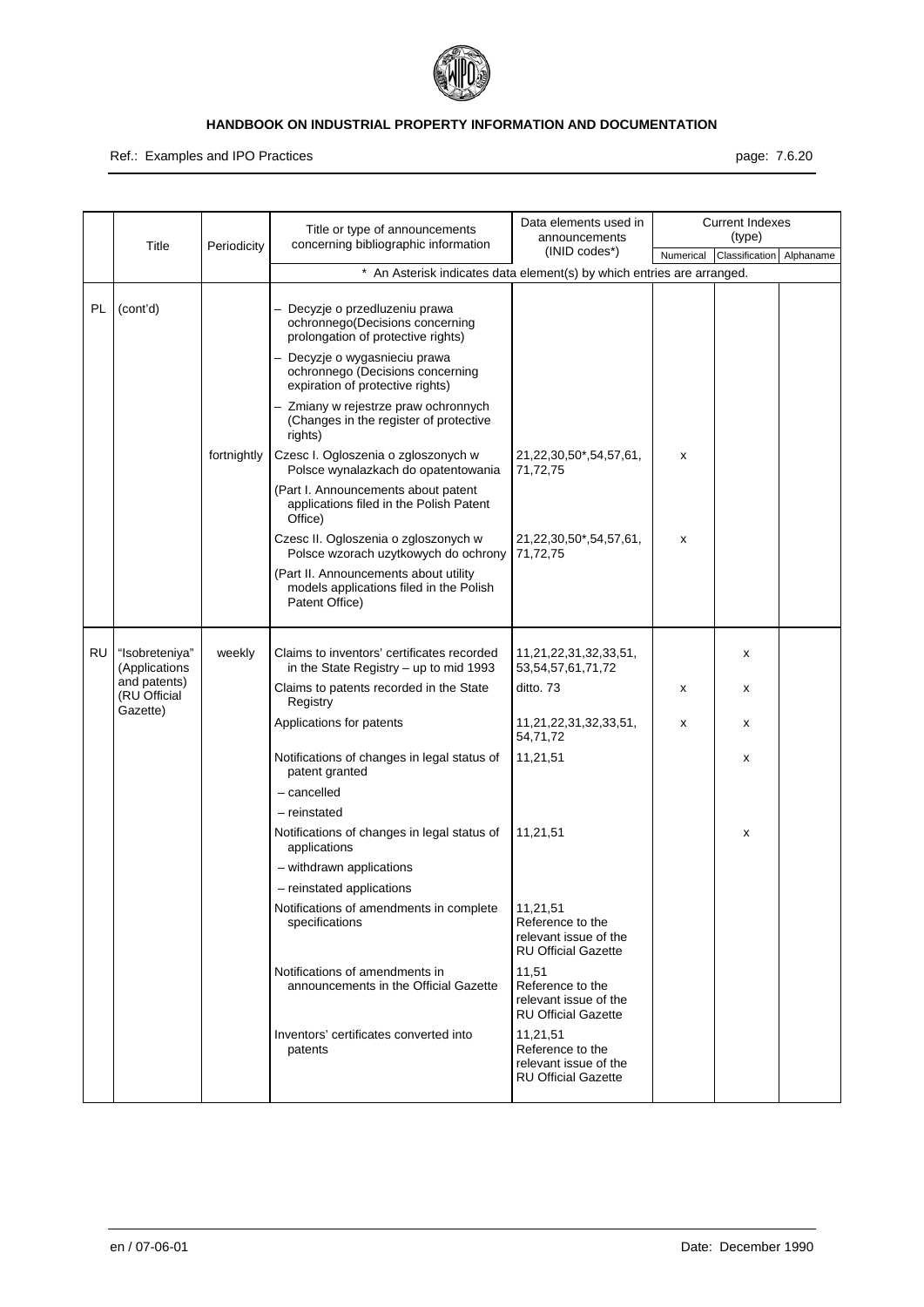| | Title | Periodicity | Title or type of announcements concerning bibliographic information | Data elements used in announcements (INID codes*) | Current Indexes (type) | | |
|---|---|---|---|---|---|---|---|
| | | | | | Numerical | Classification | Alphaname |
| | | | * An Asterisk indicates data element(s) by which entries are arranged. | | | | |
| PL | (cont'd) | | – Decyzje o przedluzeniu prawa ochronnego(Decisions concerning prolongation of protective rights) | | | | |
| | | | – Decyzje o wygasnieciu prawa ochronnego (Decisions concerning expiration of protective rights) | | | | |
| | | | – Zmiany w rejestrze praw ochronnych (Changes in the register of protective rights) | | | | |
| | | fortnightly | Czesc I. Ogloszenia o zgloszonych w Polsce wynalazkach do opatentowania | 21,22,30,50*,54,57,61, 71,72,75 | x | | |
| | | | (Part I. Announcements about patent applications filed in the Polish Patent Office) | | | | |
| | | | Czesc II. Ogloszenia o zgloszonych w Polsce wzorach uzytkowych do ochrony | 21,22,30,50*,54,57,61, 71,72,75 | x | | |
| | | | (Part II. Announcements about utility models applications filed in the Polish Patent Office) | | | | |
| RU | "Isobreteniya" (Applications and patents) (RU Official Gazette) | weekly | Claims to inventors' certificates recorded in the State Registry – up to mid 1993 | 11,21,22,31,32,33,51, 53,54,57,61,71,72 | | x | |
| | | | Claims to patents recorded in the State Registry | ditto. 73 | x | x | |
| | | | Applications for patents | 11,21,22,31,32,33,51, 54,71,72 | x | x | |
| | | | Notifications of changes in legal status of patent granted | 11,21,51 | | x | |
| | | | – cancelled | | | | |
| | | | – reinstated | | | | |
| | | | Notifications of changes in legal status of applications | 11,21,51 | | x | |
| | | | – withdrawn applications | | | | |
| | | | – reinstated applications | | | | |
| | | | Notifications of amendments in complete specifications | 11,21,51 Reference to the relevant issue of the RU Official Gazette | | | |
| | | | Notifications of amendments in announcements in the Official Gazette | 11,51 Reference to the relevant issue of the RU Official Gazette | | | |
| | | | Inventors' certificates converted into patents | 11,21,51 Reference to the relevant issue of the RU Official Gazette | | | |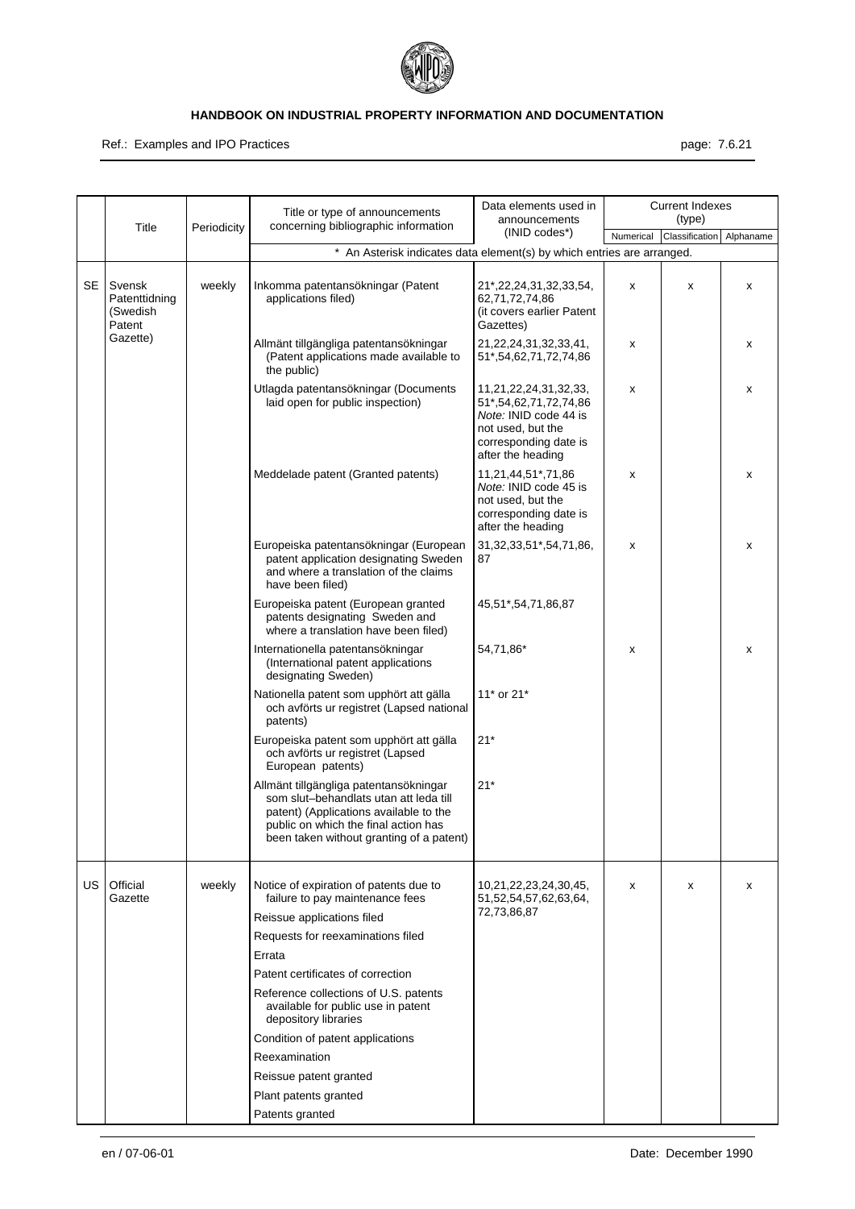| | Title | Periodicity | Title or type of announcements concerning bibliographic information | Data elements used in announcements (INID codes*) | Current Indexes (type) | | |
|---|---|---|---|---|---|---|---|
| | | | | | Numerical | Classification | Alphaname |
| | | | * An Asterisk indicates data element(s) by which entries are arranged. | | | | |
| SE | Svensk Patenttidning (Swedish Patent Gazette) | weekly | Inkomma patentansökningar (Patent applications filed) | 21*,22,24,31,32,33,54, 62,71,72,74,86 (it covers earlier Patent Gazettes) | x | x | x |
| | | | Allmänt tillgängliga patentansökningar (Patent applications made available to the public) | 21,22,24,31,32,33,41, 51*,54,62,71,72,74,86 | x | | x |
| | | | Utlagda patentansökningar (Documents laid open for public inspection) | 11,21,22,24,31,32,33, 51*,54,62,71,72,74,86 *Note:* INID code 44 is not used, but the corresponding date is after the heading | x | | x |
| | | | Meddelade patent (Granted patents) | 11,21,44,51*,71,86 *Note:* INID code 45 is not used, but the corresponding date is after the heading | x | | x |
| | | | Europeiska patentansökningar (European patent application designating Sweden and where a translation of the claims have been filed) | 31,32,33,51*,54,71,86, 87 | x | | x |
| | | | Europeiska patent (European granted patents designating Sweden and where a translation have been filed) | 45,51*,54,71,86,87 | | | |
| | | | Internationella patentansökningar (International patent applications designating Sweden) | 54,71,86* | x | | x |
| | | | Nationella patent som upphört att gälla och avförts ur registret (Lapsed national patents) | 11* or 21* | | | |
| | | | Europeiska patent som upphört att gälla och avförts ur registret (Lapsed European patents) | 21* | | | |
| | | | Allmänt tillgängliga patentansökningar som slut–behandlats utan att leda till patent) (Applications available to the public on which the final action has been taken without granting of a patent) | 21* | | | |
| US | Official Gazette | weekly | Notice of expiration of patents due to failure to pay maintenance fees | 10,21,22,23,24,30,45, 51,52,54,57,62,63,64, 72,73,86,87 | x | x | x |
| | | | Reissue applications filed | | | | |
| | | | Requests for reexaminations filed | | | | |
| | | | Errata | | | | |
| | | | Patent certificates of correction | | | | |
| | | | Reference collections of U.S. patents available for public use in patent depository libraries | | | | |
| | | | Condition of patent applications | | | | |
| | | | Reexamination | | | | |
| | | | Reissue patent granted | | | | |
| | | | Plant patents granted | | | | |
| | | | Patents granted | | | | |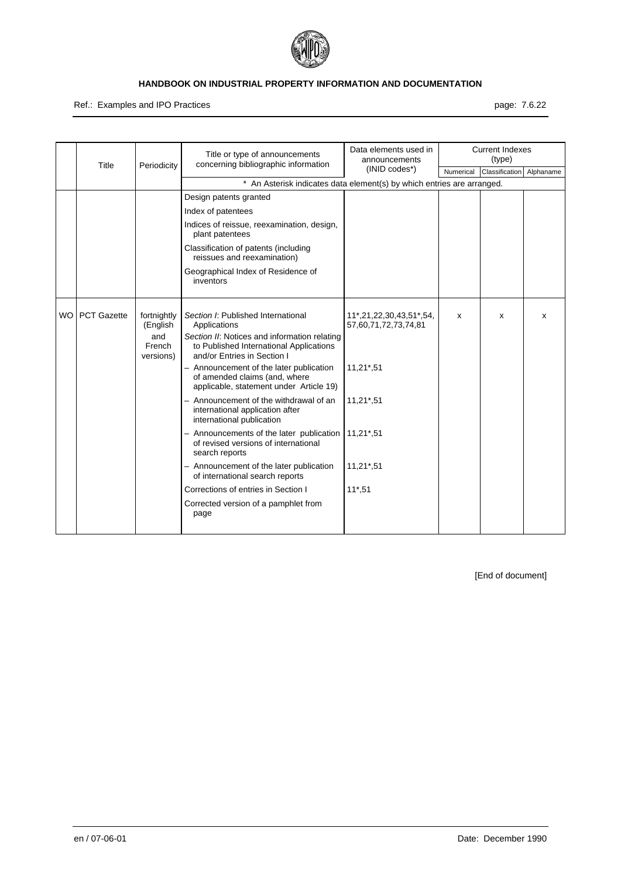| | Title | Periodicity | Title or type of announcements concerning bibliographic information | Data elements used in announcements (INID codes*) | Current Indexes (type) | | |
|---|---|---|---|---|---|---|---|
| | | | | | Numerical | Classification | Alphaname |
| | | | * An Asterisk indicates data element(s) by which entries are arranged. | | | | |
| | | | Design patents granted<br>Index of patentees<br>Indices of reissue, reexamination, design, plant patentees<br>Classification of patents (including reissues and reexamination)<br>Geographical Index of Residence of inventors | | | | |
| WO | PCT Gazette | fortnightly (English and French versions) | *Section I*: Published International Applications | 11*,21,22,30,43,51*,54, 57,60,71,72,73,74,81 | x | x | x |
| | | | *Section II*: Notices and information relating to Published International Applications and/or Entries in Section I | | | | |
| | | | – Announcement of the later publication of amended claims (and, where applicable, statement under Article 19) | 11,21*,51 | | | |
| | | | – Announcement of the withdrawal of an international application after international publication | 11,21*,51 | | | |
| | | | – Announcements of the later publication of revised versions of international search reports | 11,21*,51 | | | |
| | | | – Announcement of the later publication of international search reports | 11,21*,51 | | | |
| | | | Corrections of entries in Section I | 11*,51 | | | |
| | | | Corrected version of a pamphlet from page | | | | |

[End of document]